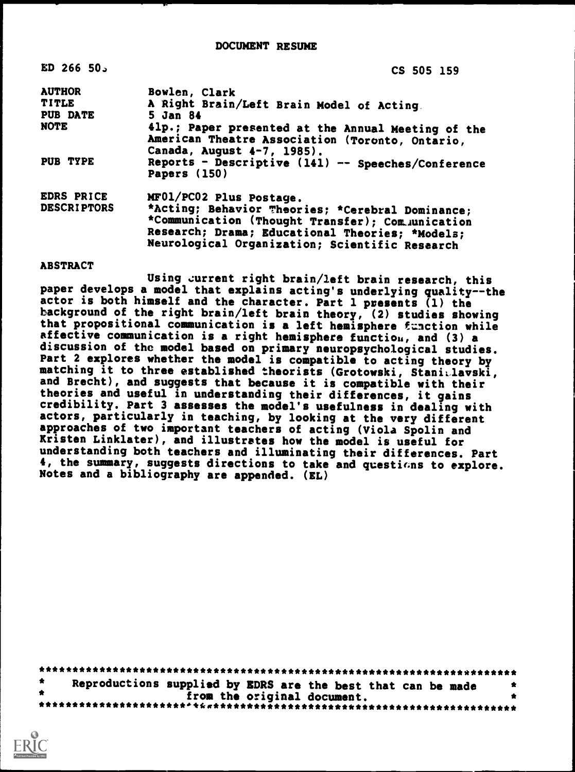DOCUMENT RESUME

| | |
|---|---|
| ED 266 505 | CS 505 159 |
| AUTHOR | Bowlen, Clark |
| TITLE | A Right Brain/Left Brain Model of Acting. |
| PUB DATE | 5 Jan 84 |
| NOTE | 41p.; Paper presented at the Annual Meeting of the American Theatre Association (Toronto, Ontario, Canada, August 4-7, 1985). |
| PUB TYPE | Reports - Descriptive (141) -- Speeches/Conference Papers (150) |
| EDRS PRICE | MF01/PC02 Plus Postage. |
| DESCRIPTORS | *Acting; Behavior Theories; *Cerebral Dominance; *Communication (Thought Transfer); Communication Research; Drama; Educational Theories; *Models; Neurological Organization; Scientific Research |

ABSTRACT

Using current right brain/left brain research, this paper develops a model that explains acting's underlying quality--the actor is both himself and the character. Part 1 presents (1) the background of the right brain/left brain theory, (2) studies showing that propositional communication is a left hemisphere function while affective communication is a right hemisphere function, and (3) a discussion of the model based on primary neuropsychological studies. Part 2 explores whether the model is compatible to acting theory by matching it to three established theorists (Grotowski, Stanislavski, and Brecht), and suggests that because it is compatible with their theories and useful in understanding their differences, it gains credibility. Part 3 assesses the model's usefulness in dealing with actors, particularly in teaching, by looking at the very different approaches of two important teachers of acting (Viola Spolin and Kristen Linklater), and illustrates how the model is useful for understanding both teachers and illuminating their differences. Part 4, the summary, suggests directions to take and questions to explore. Notes and a bibliography are appended. (EL)

***********************************************************************
* Reproductions supplied by EDRS are the best that can be made *
* from the original document. *
***********************************************************************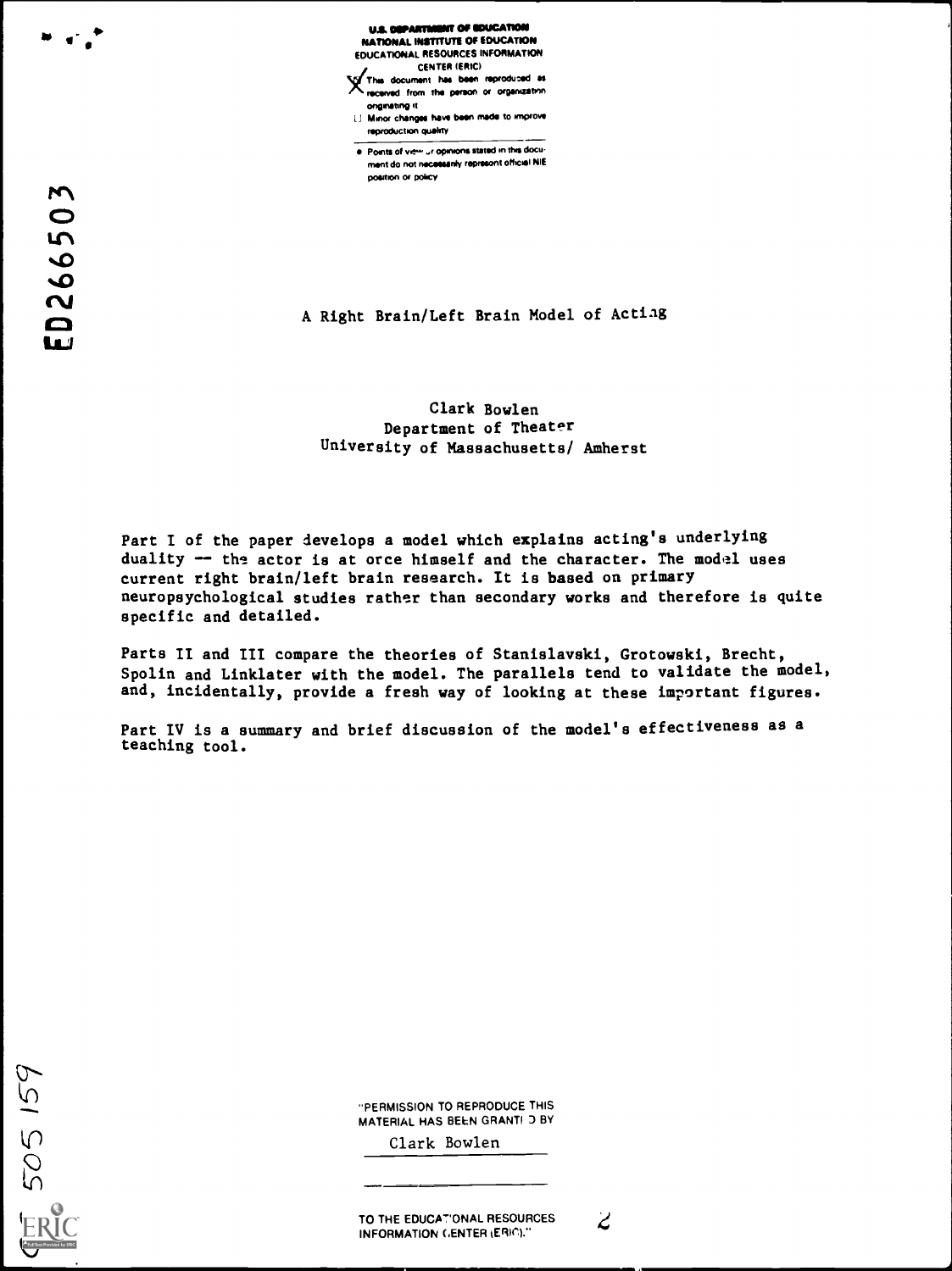U.S. DEPARTMENT OF EDUCATION
NATIONAL INSTITUTE OF EDUCATION
EDUCATIONAL RESOURCES INFORMATION CENTER (ERIC)

- [X] This document has been reproduced as received from the person or organization originating it
- [ ] Minor changes have been made to improve reproduction quality

- Points of view or opinions stated in this document do not necessarily represent official NIE position or policy

ED266503

# A Right Brain/Left Brain Model of Acting

Clark Bowlen
Department of Theater
University of Massachusetts/ Amherst

Part I of the paper develops a model which explains acting's underlying duality — the actor is at once himself and the character. The model uses current right brain/left brain research. It is based on primary neuropsychological studies rather than secondary works and therefore is quite specific and detailed.

Parts II and III compare the theories of Stanislavski, Grotowski, Brecht, Spolin and Linklater with the model. The parallels tend to validate the model, and, incidentally, provide a fresh way of looking at these important figures.

Part IV is a summary and brief discussion of the model's effectiveness as a teaching tool.

"PERMISSION TO REPRODUCE THIS MATERIAL HAS BEEN GRANTED BY

Clark Bowlen

TO THE EDUCATIONAL RESOURCES INFORMATION CENTER (ERIC)."

CS 505 159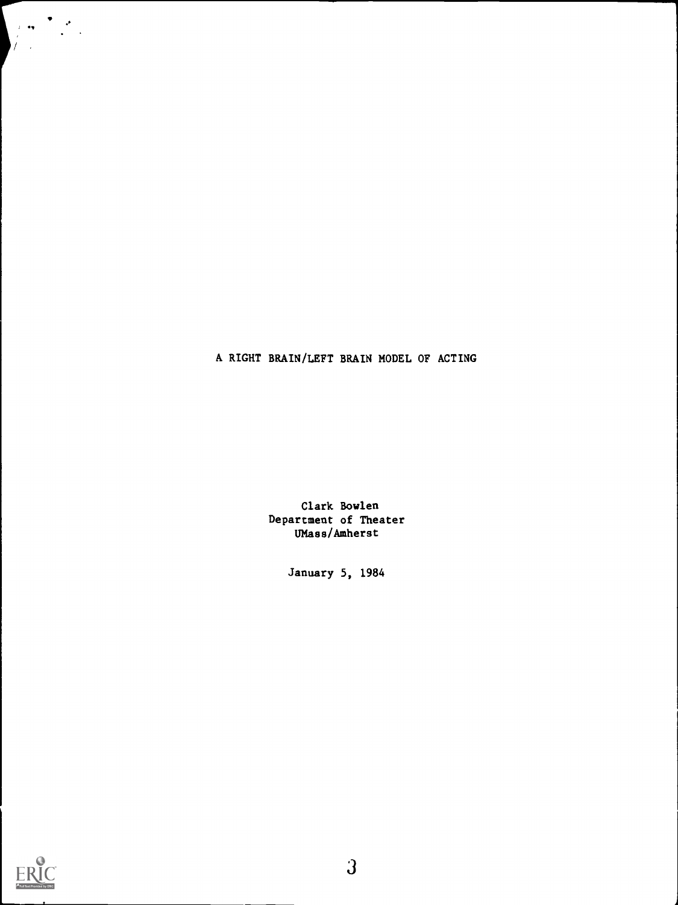# A RIGHT BRAIN/LEFT BRAIN MODEL OF ACTING

Clark Bowlen
Department of Theater
UMass/Amherst

January 5, 1984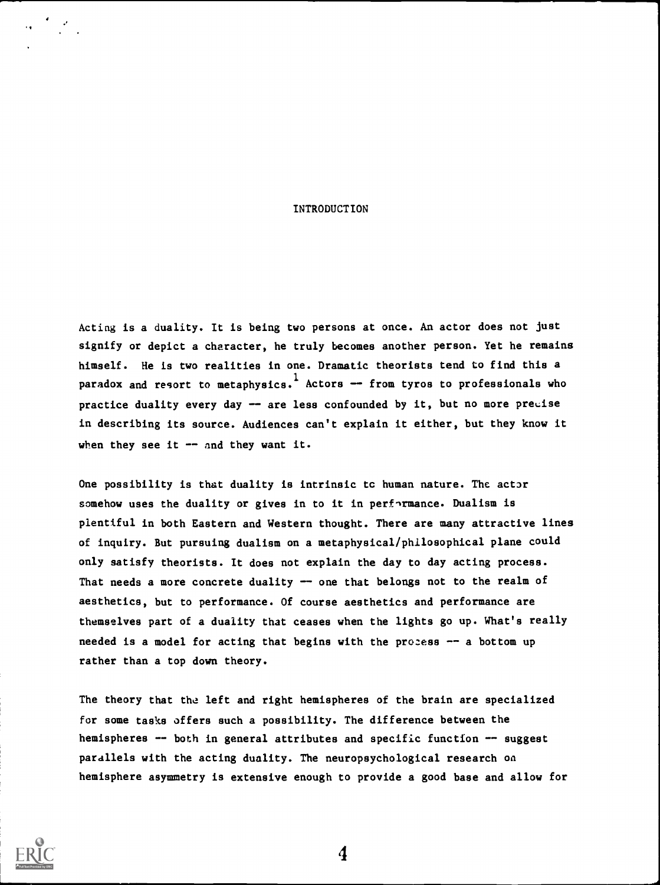# INTRODUCTION

Acting is a duality. It is being two persons at once. An actor does not just signify or depict a character, he truly becomes another person. Yet he remains himself. He is two realities in one. Dramatic theorists tend to find this a paradox and resort to metaphysics.[1] Actors -- from tyros to professionals who practice duality every day -- are less confounded by it, but no more precise in describing its source. Audiences can't explain it either, but they know it when they see it -- and they want it.

One possibility is that duality is intrinsic to human nature. The actor somehow uses the duality or gives in to it in performance. Dualism is plentiful in both Eastern and Western thought. There are many attractive lines of inquiry. But pursuing dualism on a metaphysical/philosophical plane could only satisfy theorists. It does not explain the day to day acting process. That needs a more concrete duality -- one that belongs not to the realm of aesthetics, but to performance. Of course aesthetics and performance are themselves part of a duality that ceases when the lights go up. What's really needed is a model for acting that begins with the process -- a bottom up rather than a top down theory.

The theory that the left and right hemispheres of the brain are specialized for some tasks offers such a possibility. The difference between the hemispheres -- both in general attributes and specific function -- suggest parallels with the acting duality. The neuropsychological research on hemisphere asymmetry is extensive enough to provide a good base and allow for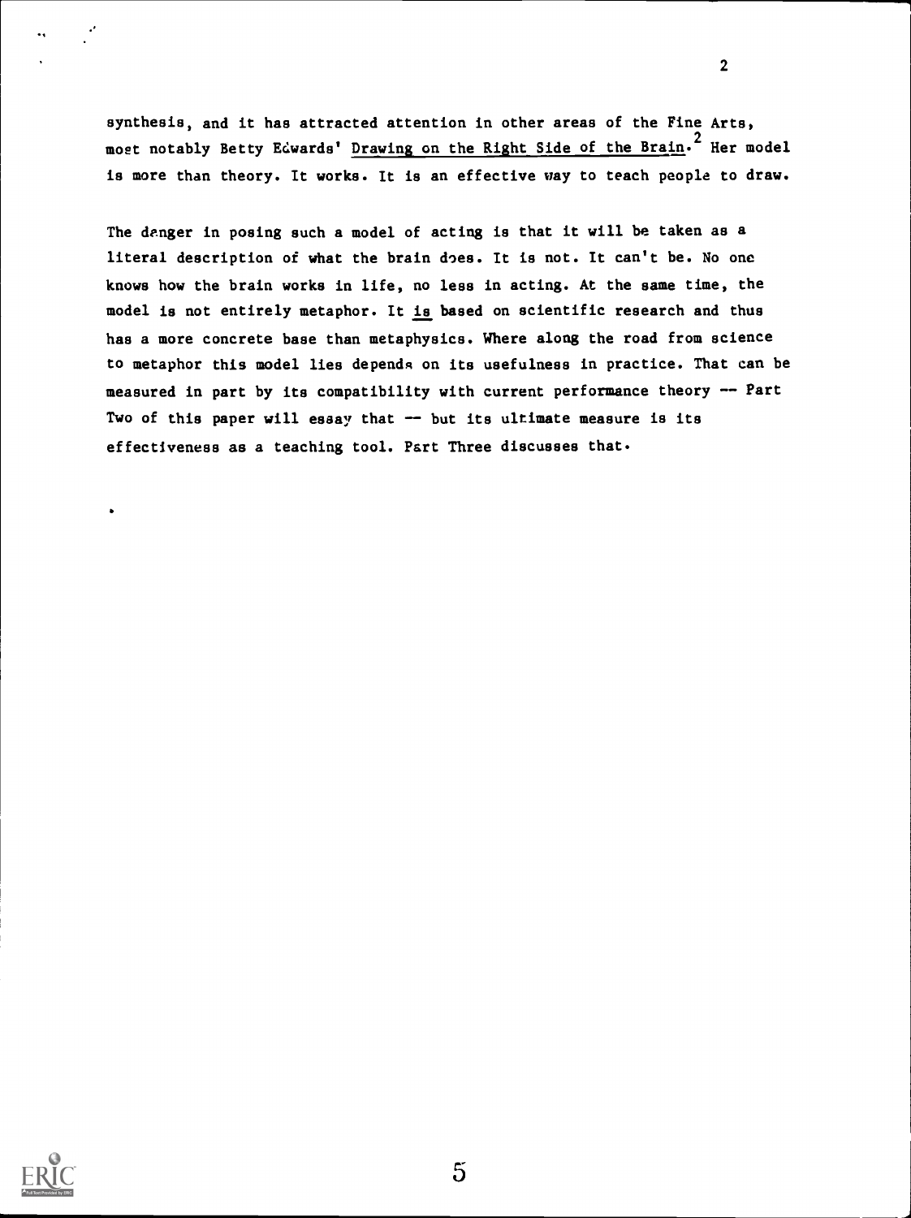synthesis, and it has attracted attention in other areas of the Fine Arts, most notably Betty Edwards' Drawing on the Right Side of the Brain.[2] Her model is more than theory. It works. It is an effective way to teach people to draw.

The danger in posing such a model of acting is that it will be taken as a literal description of what the brain does. It is not. It can't be. No one knows how the brain works in life, no less in acting. At the same time, the model is not entirely metaphor. It *is* based on scientific research and thus has a more concrete base than metaphysics. Where along the road from science to metaphor this model lies depends on its usefulness in practice. That can be measured in part by its compatibility with current performance theory -- Part Two of this paper will essay that -- but its ultimate measure is its effectiveness as a teaching tool. Part Three discusses that.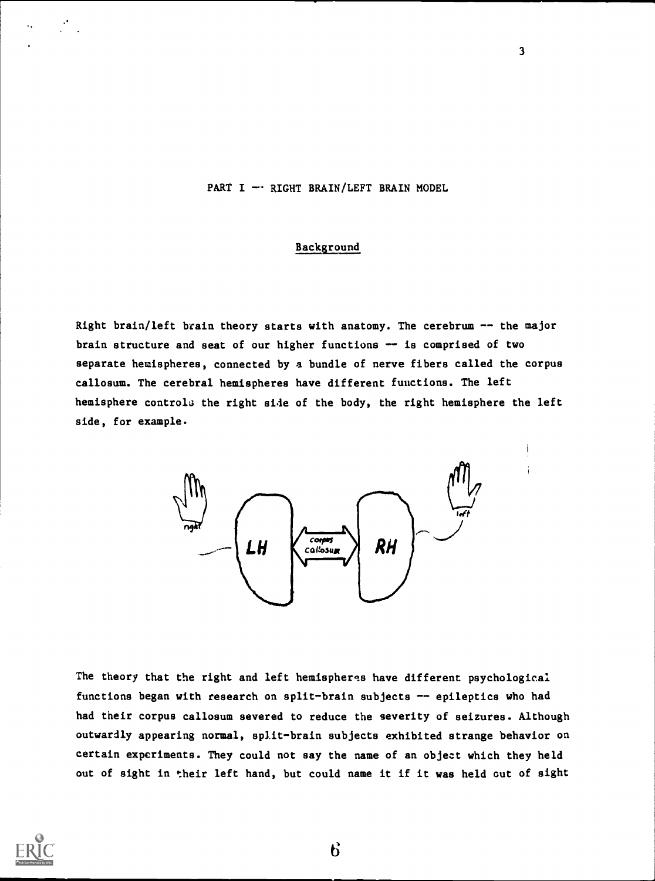## PART I — RIGHT BRAIN/LEFT BRAIN MODEL

### Background

Right brain/left brain theory starts with anatomy. The cerebrum -- the major brain structure and seat of our higher functions -- is comprised of two separate hemispheres, connected by a bundle of nerve fibers called the corpus callosum. The cerebral hemispheres have different functions. The left hemisphere controls the right side of the body, the right hemisphere the left side, for example.

The theory that the right and left hemispheres have different psychological functions began with research on split-brain subjects -- epileptics who had had their corpus callosum severed to reduce the severity of seizures. Although outwardly appearing normal, split-brain subjects exhibited strange behavior on certain experiments. They could not say the name of an object which they held out of sight in their left hand, but could name it if it was held out of sight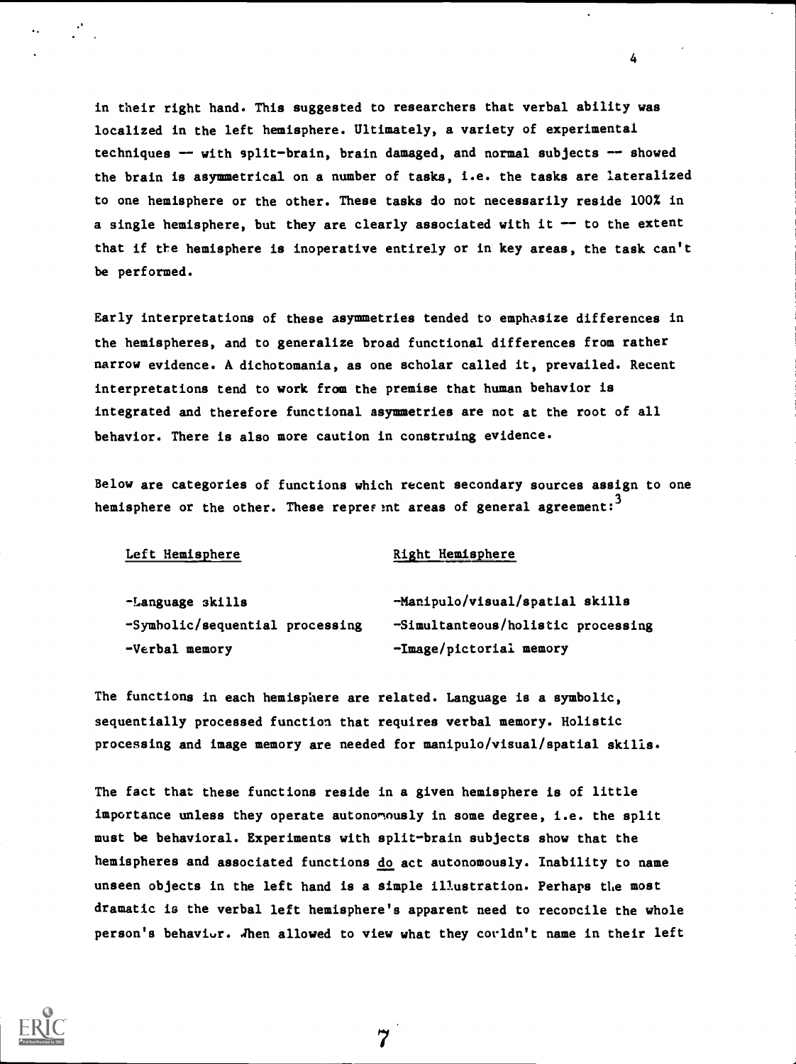in their right hand. This suggested to researchers that verbal ability was localized in the left hemisphere. Ultimately, a variety of experimental techniques -- with split-brain, brain damaged, and normal subjects -- showed the brain is asymmetrical on a number of tasks, i.e. the tasks are lateralized to one hemisphere or the other. These tasks do not necessarily reside 100% in a single hemisphere, but they are clearly associated with it -- to the extent that if the hemisphere is inoperative entirely or in key areas, the task can't be performed.

Early interpretations of these asymmetries tended to emphasize differences in the hemispheres, and to generalize broad functional differences from rather narrow evidence. A dichotomania, as one scholar called it, prevailed. Recent interpretations tend to work from the premise that human behavior is integrated and therefore functional asymmetries are not at the root of all behavior. There is also more caution in construing evidence.

Below are categories of functions which recent secondary sources assign to one hemisphere or the other. These represent areas of general agreement:[3]

| Left Hemisphere | Right Hemisphere |
|---|---|
| -Language skills | -Manipulo/visual/spatial skills |
| -Symbolic/sequential processing | -Simultanteous/holistic processing |
| -Verbal memory | -Image/pictorial memory |

The functions in each hemisphere are related. Language is a symbolic, sequentially processed function that requires verbal memory. Holistic processing and image memory are needed for manipulo/visual/spatial skills.

The fact that these functions reside in a given hemisphere is of little importance unless they operate autonomously in some degree, i.e. the split must be behavioral. Experiments with split-brain subjects show that the hemispheres and associated functions <u>do</u> act autonomously. Inability to name unseen objects in the left hand is a simple illustration. Perhaps the most dramatic is the verbal left hemisphere's apparent need to reconcile the whole person's behavior. When allowed to view what they couldn't name in their left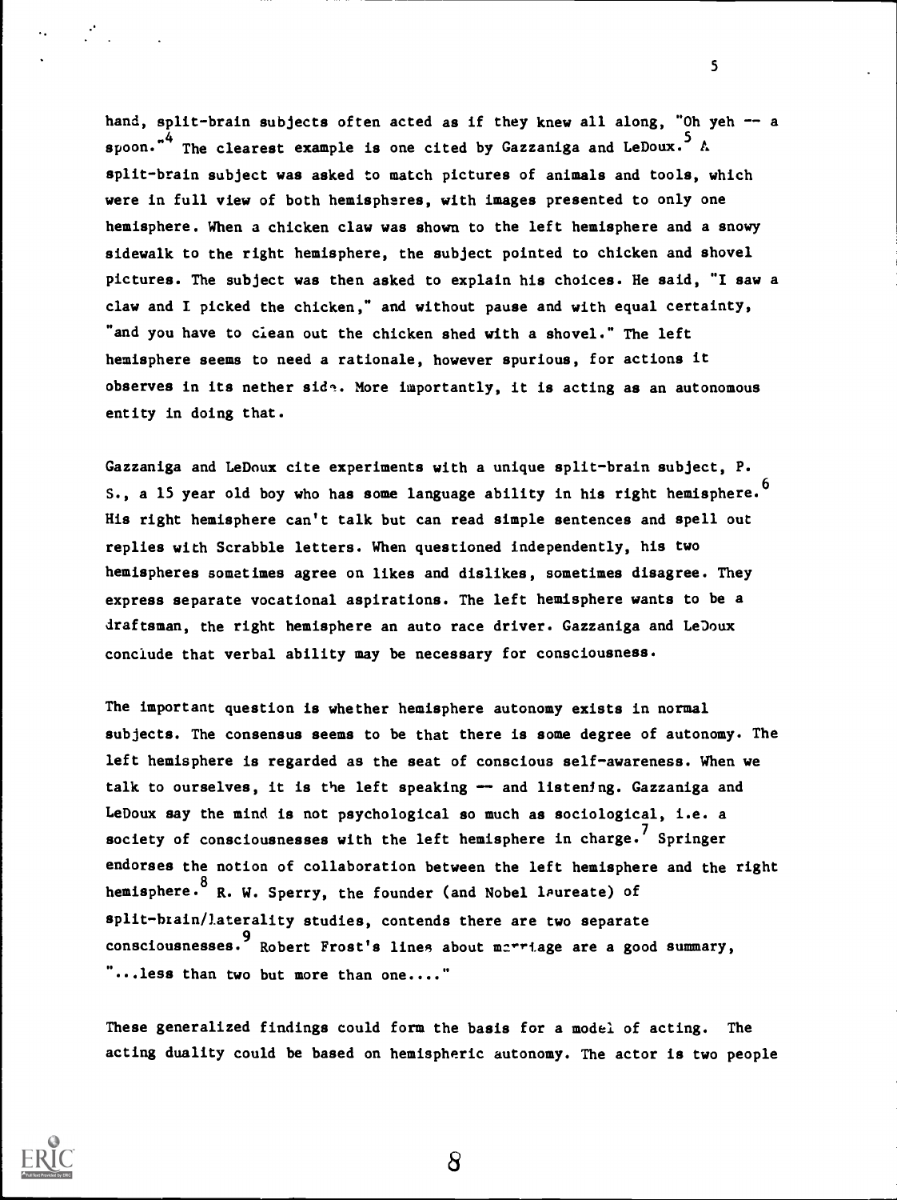hand, split-brain subjects often acted as if they knew all along, "Oh yeh -- a spoon."[4] The clearest example is one cited by Gazzaniga and LeDoux.[5] A split-brain subject was asked to match pictures of animals and tools, which were in full view of both hemispheres, with images presented to only one hemisphere. When a chicken claw was shown to the left hemisphere and a snowy sidewalk to the right hemisphere, the subject pointed to chicken and shovel pictures. The subject was then asked to explain his choices. He said, "I saw a claw and I picked the chicken," and without pause and with equal certainty, "and you have to clean out the chicken shed with a shovel." The left hemisphere seems to need a rationale, however spurious, for actions it observes in its nether side. More importantly, it is acting as an autonomous entity in doing that.

Gazzaniga and LeDoux cite experiments with a unique split-brain subject, P. S., a 15 year old boy who has some language ability in his right hemisphere.[6] His right hemisphere can't talk but can read simple sentences and spell out replies with Scrabble letters. When questioned independently, his two hemispheres sometimes agree on likes and dislikes, sometimes disagree. They express separate vocational aspirations. The left hemisphere wants to be a draftsman, the right hemisphere an auto race driver. Gazzaniga and LeDoux conclude that verbal ability may be necessary for consciousness.

The important question is whether hemisphere autonomy exists in normal subjects. The consensus seems to be that there is some degree of autonomy. The left hemisphere is regarded as the seat of conscious self-awareness. When we talk to ourselves, it is the left speaking -- and listening. Gazzaniga and LeDoux say the mind is not psychological so much as sociological, i.e. a society of consciousnesses with the left hemisphere in charge.[7] Springer endorses the notion of collaboration between the left hemisphere and the right hemisphere.[8] R. W. Sperry, the founder (and Nobel laureate) of split-brain/laterality studies, contends there are two separate consciousnesses.[9] Robert Frost's lines about marriage are a good summary, "...less than two but more than one...."

These generalized findings could form the basis for a model of acting. The acting duality could be based on hemispheric autonomy. The actor is two people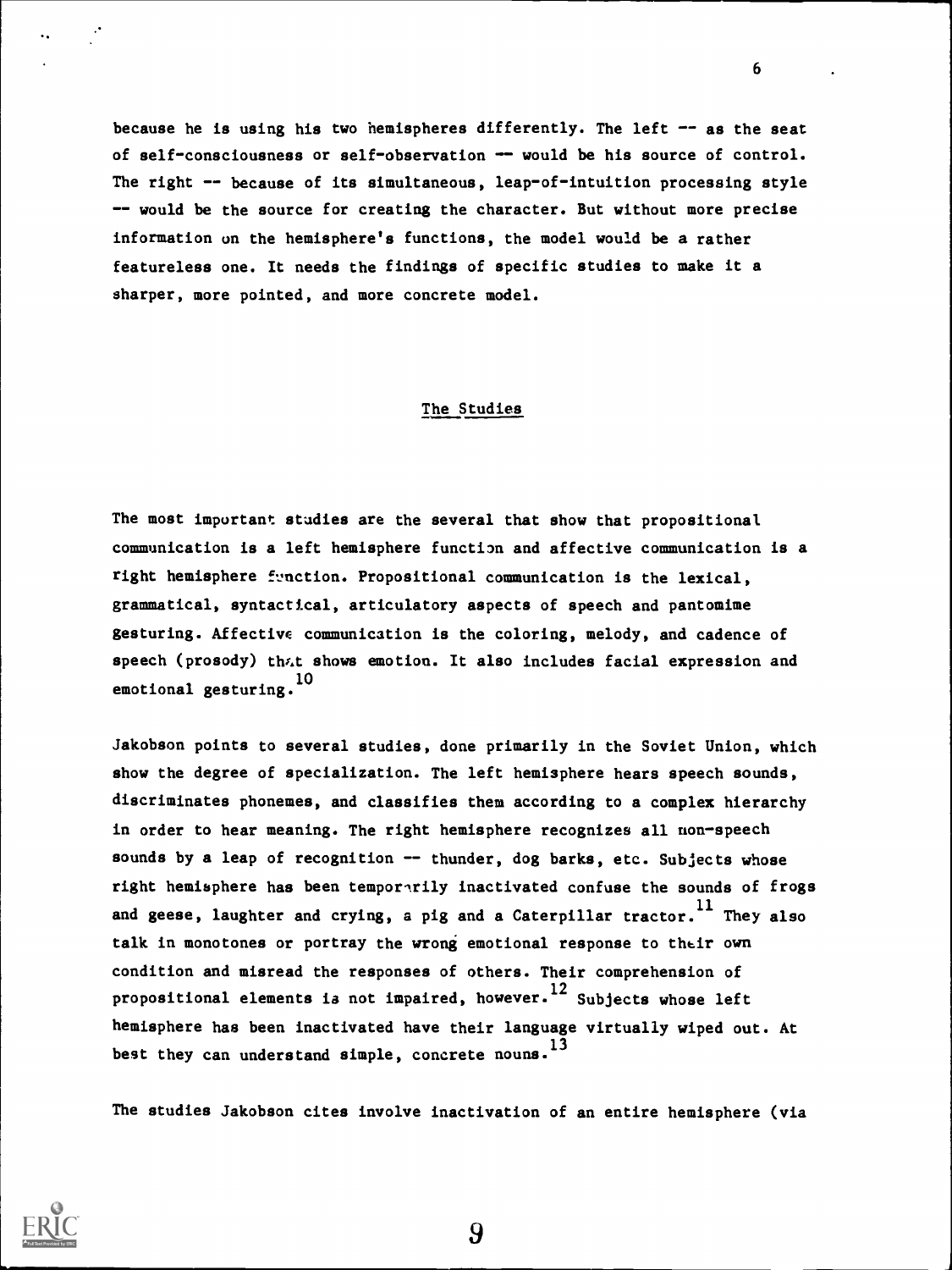because he is using his two hemispheres differently. The left -- as the seat of self-consciousness or self-observation -- would be his source of control. The right -- because of its simultaneous, leap-of-intuition processing style -- would be the source for creating the character. But without more precise information on the hemisphere's functions, the model would be a rather featureless one. It needs the findings of specific studies to make it a sharper, more pointed, and more concrete model.

## The Studies

The most important studies are the several that show that propositional communication is a left hemisphere function and affective communication is a right hemisphere function. Propositional communication is the lexical, grammatical, syntactical, articulatory aspects of speech and pantomime gesturing. Affective communication is the coloring, melody, and cadence of speech (prosody) that shows emotion. It also includes facial expression and emotional gesturing.[10]

Jakobson points to several studies, done primarily in the Soviet Union, which show the degree of specialization. The left hemisphere hears speech sounds, discriminates phonemes, and classifies them according to a complex hierarchy in order to hear meaning. The right hemisphere recognizes all non-speech sounds by a leap of recognition -- thunder, dog barks, etc. Subjects whose right hemisphere has been temporarily inactivated confuse the sounds of frogs and geese, laughter and crying, a pig and a Caterpillar tractor.[11] They also talk in monotones or portray the wrong emotional response to their own condition and misread the responses of others. Their comprehension of propositional elements is not impaired, however.[12] Subjects whose left hemisphere has been inactivated have their language virtually wiped out. At best they can understand simple, concrete nouns.[13]

The studies Jakobson cites involve inactivation of an entire hemisphere (via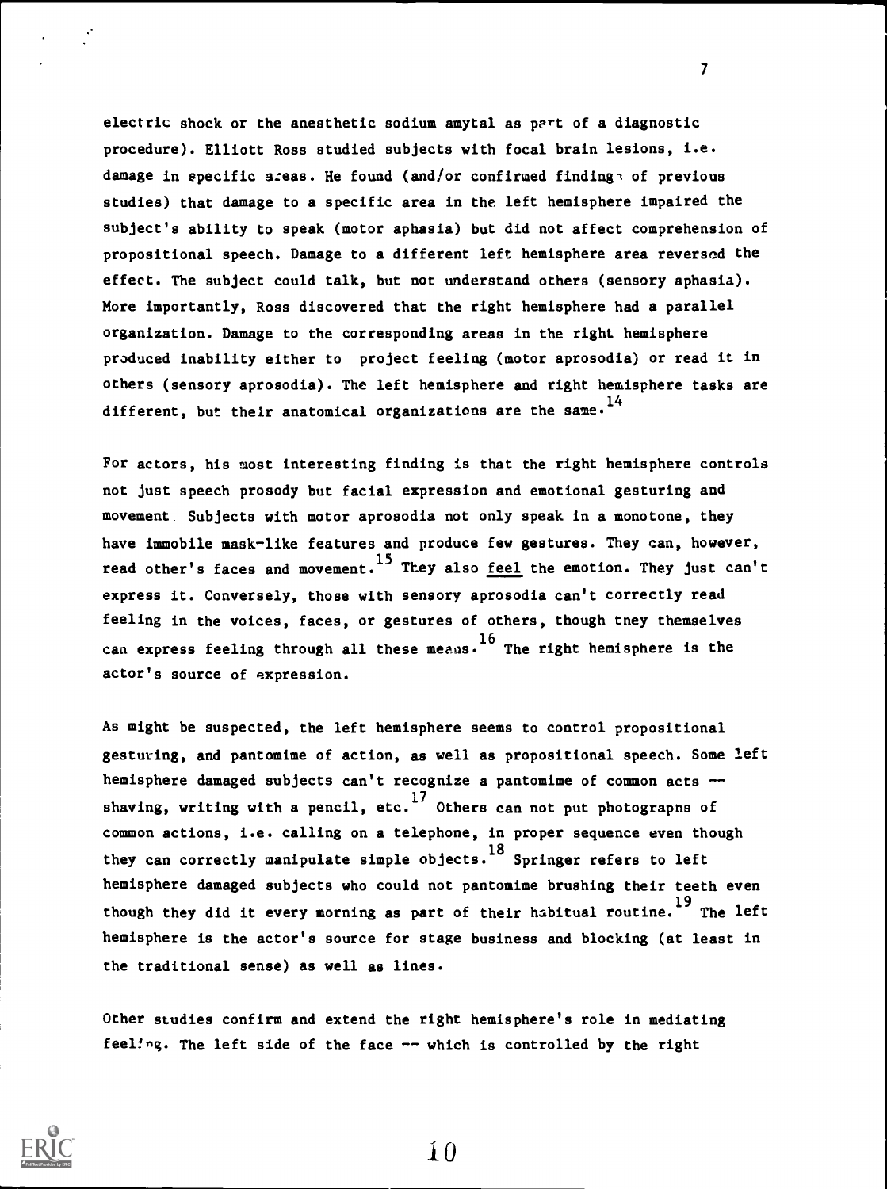electric shock or the anesthetic sodium amytal as part of a diagnostic procedure). Elliott Ross studied subjects with focal brain lesions, i.e. damage in specific areas. He found (and/or confirmed findings of previous studies) that damage to a specific area in the left hemisphere impaired the subject's ability to speak (motor aphasia) but did not affect comprehension of propositional speech. Damage to a different left hemisphere area reversed the effect. The subject could talk, but not understand others (sensory aphasia). More importantly, Ross discovered that the right hemisphere had a parallel organization. Damage to the corresponding areas in the right hemisphere produced inability either to project feeling (motor aprosodia) or read it in others (sensory aprosodia). The left hemisphere and right hemisphere tasks are different, but their anatomical organizations are the same.[14]

For actors, his most interesting finding is that the right hemisphere controls not just speech prosody but facial expression and emotional gesturing and movement. Subjects with motor aprosodia not only speak in a monotone, they have immobile mask-like features and produce few gestures. They can, however, read other's faces and movement.[15] They also <u>feel</u> the emotion. They just can't express it. Conversely, those with sensory aprosodia can't correctly read feeling in the voices, faces, or gestures of others, though they themselves can express feeling through all these means.[16] The right hemisphere is the actor's source of expression.

As might be suspected, the left hemisphere seems to control propositional gesturing, and pantomime of action, as well as propositional speech. Some left hemisphere damaged subjects can't recognize a pantomime of common acts -- shaving, writing with a pencil, etc.[17] Others can not put photograpns of common actions, i.e. calling on a telephone, in proper sequence even though they can correctly manipulate simple objects.[18] Springer refers to left hemisphere damaged subjects who could not pantomime brushing their teeth even though they did it every morning as part of their habitual routine.[19] The left hemisphere is the actor's source for stage business and blocking (at least in the traditional sense) as well as lines.

Other studies confirm and extend the right hemisphere's role in mediating feeling. The left side of the face -- which is controlled by the right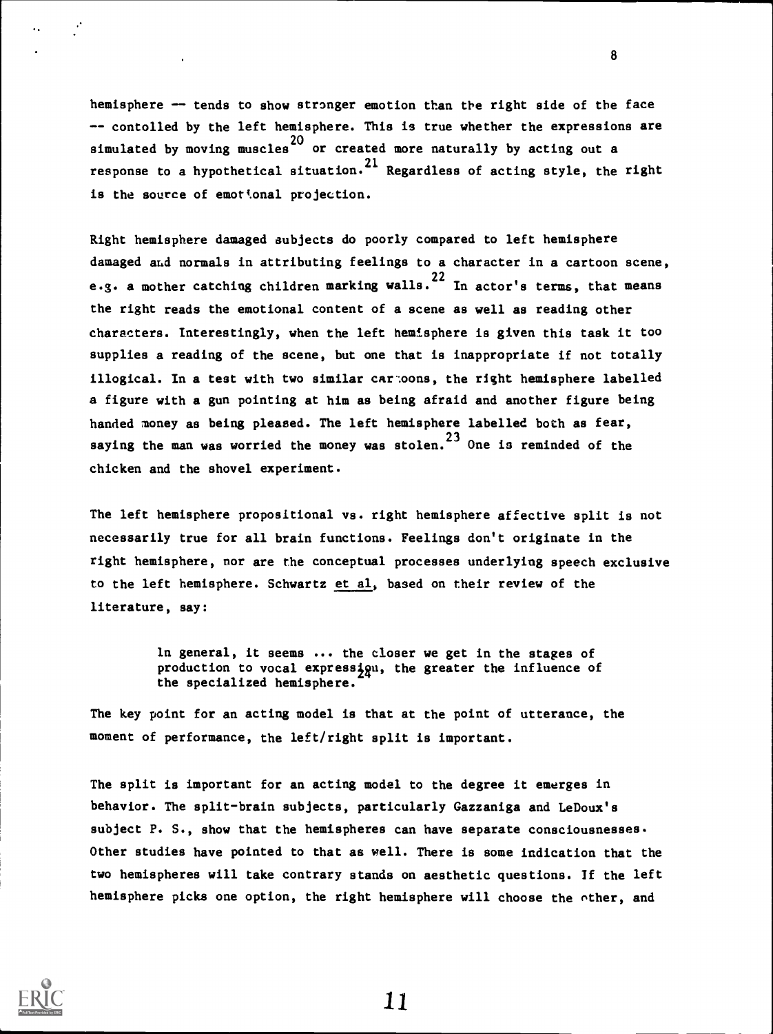hemisphere -- tends to show stronger emotion than the right side of the face -- contolled by the left hemisphere. This is true whether the expressions are simulated by moving muscles[20] or created more naturally by acting out a response to a hypothetical situation.[21] Regardless of acting style, the right is the source of emotional projection.

Right hemisphere damaged subjects do poorly compared to left hemisphere damaged and normals in attributing feelings to a character in a cartoon scene, e.g. a mother catching children marking walls.[22] In actor's terms, that means the right reads the emotional content of a scene as well as reading other characters. Interestingly, when the left hemisphere is given this task it too supplies a reading of the scene, but one that is inappropriate if not totally illogical. In a test with two similar cartoons, the right hemisphere labelled a figure with a gun pointing at him as being afraid and another figure being handed money as being pleased. The left hemisphere labelled both as fear, saying the man was worried the money was stolen.[23] One is reminded of the chicken and the shovel experiment.

The left hemisphere propositional vs. right hemisphere affective split is not necessarily true for all brain functions. Feelings don't originate in the right hemisphere, nor are the conceptual processes underlying speech exclusive to the left hemisphere. Schwartz <u>et al</u>, based on their review of the literature, say:

> In general, it seems ... the closer we get in the stages of production to vocal expression, the greater the influence of the specialized hemisphere.[24]

The key point for an acting model is that at the point of utterance, the moment of performance, the left/right split is important.

The split is important for an acting model to the degree it emerges in behavior. The split-brain subjects, particularly Gazzaniga and LeDoux's subject P. S., show that the hemispheres can have separate consciousnesses. Other studies have pointed to that as well. There is some indication that the two hemispheres will take contrary stands on aesthetic questions. If the left hemisphere picks one option, the right hemisphere will choose the other, and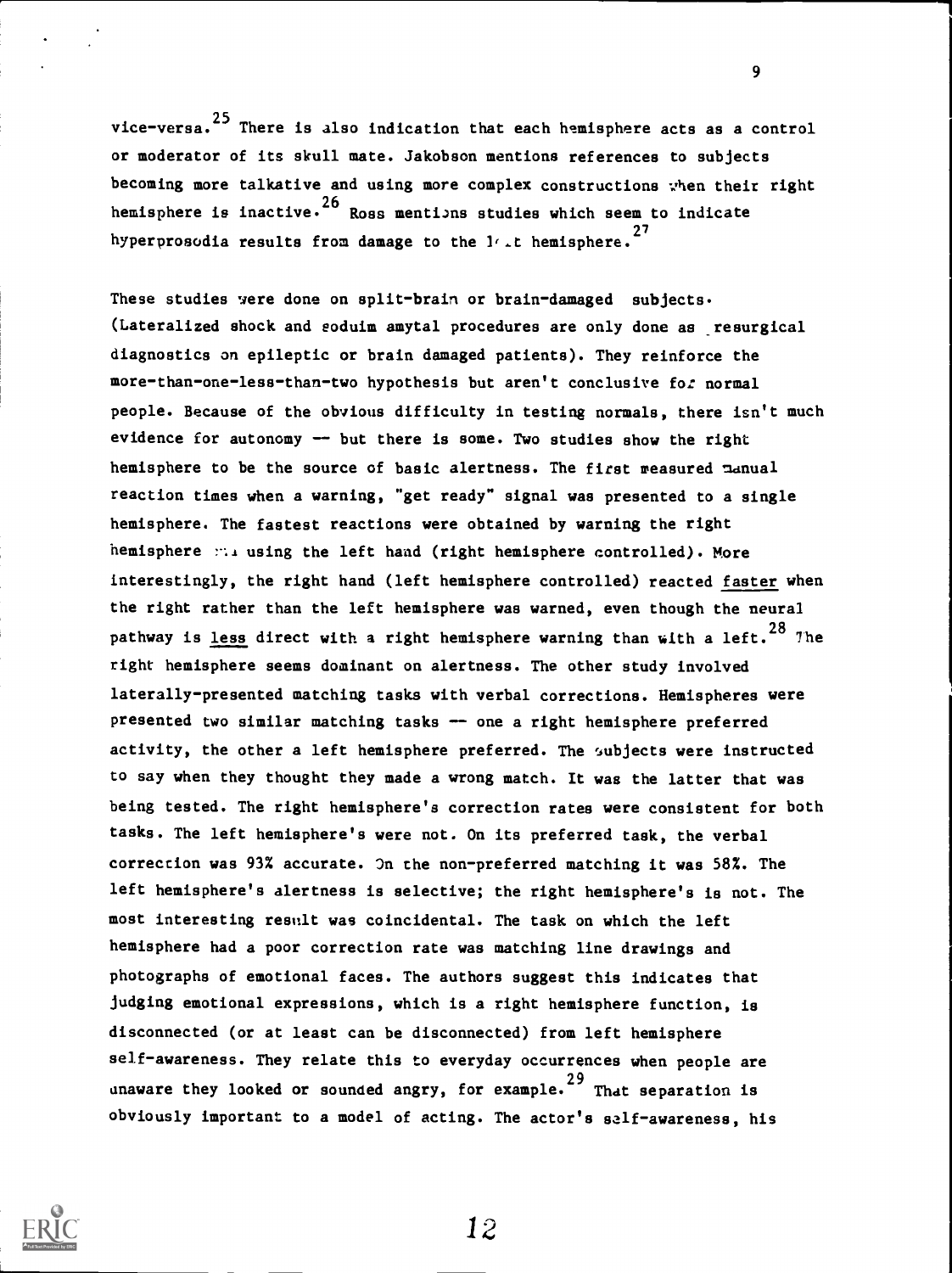vice-versa.[25] There is also indication that each hemisphere acts as a control or moderator of its skull mate. Jakobson mentions references to subjects becoming more talkative and using more complex constructions when their right hemisphere is inactive.[26] Ross mentions studies which seem to indicate hyperprosodia results from damage to the left hemisphere.[27]

These studies were done on split-brain or brain-damaged subjects. (Lateralized shock and soduim amytal procedures are only done as presurgical diagnostics on epileptic or brain damaged patients). They reinforce the more-than-one-less-than-two hypothesis but aren't conclusive for normal people. Because of the obvious difficulty in testing normals, there isn't much evidence for autonomy -- but there is some. Two studies show the right hemisphere to be the source of basic alertness. The first measured manual reaction times when a warning, "get ready" signal was presented to a single hemisphere. The fastest reactions were obtained by warning the right hemisphere and using the left hand (right hemisphere controlled). More interestingly, the right hand (left hemisphere controlled) reacted _faster_ when the right rather than the left hemisphere was warned, even though the neural pathway is _less_ direct with a right hemisphere warning than with a left.[28] The right hemisphere seems dominant on alertness. The other study involved laterally-presented matching tasks with verbal corrections. Hemispheres were presented two similar matching tasks -- one a right hemisphere preferred activity, the other a left hemisphere preferred. The subjects were instructed to say when they thought they made a wrong match. It was the latter that was being tested. The right hemisphere's correction rates were consistent for both tasks. The left hemisphere's were not. On its preferred task, the verbal correction was 93% accurate. On the non-preferred matching it was 58%. The left hemisphere's alertness is selective; the right hemisphere's is not. The most interesting result was coincidental. The task on which the left hemisphere had a poor correction rate was matching line drawings and photographs of emotional faces. The authors suggest this indicates that judging emotional expressions, which is a right hemisphere function, is disconnected (or at least can be disconnected) from left hemisphere self-awareness. They relate this to everyday occurrences when people are unaware they looked or sounded angry, for example.[29] That separation is obviously important to a model of acting. The actor's self-awareness, his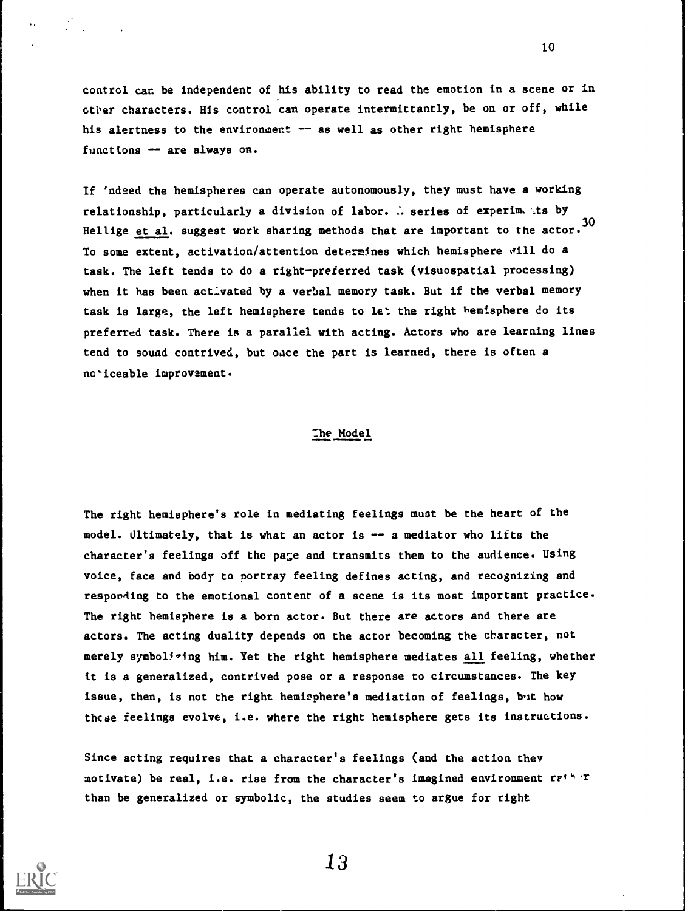control can be independent of his ability to read the emotion in a scene or in other characters. His control can operate intermittantly, be on or off, while his alertness to the environment -- as well as other right hemisphere functions -- are always on.

If indeed the hemispheres can operate autonomously, they must have a working relationship, particularly a division of labor. A series of experiments by Hellige et al. suggest work sharing methods that are important to the actor.[30] To some extent, activation/attention determines which hemisphere will do a task. The left tends to do a right-preferred task (visuospatial processing) when it has been activated by a verbal memory task. But if the verbal memory task is large, the left hemisphere tends to let the right hemisphere do its preferred task. There is a parallel with acting. Actors who are learning lines tend to sound contrived, but once the part is learned, there is often a noticeable improvement.

## The Model

The right hemisphere's role in mediating feelings must be the heart of the model. Ultimately, that is what an actor is -- a mediator who lifts the character's feelings off the page and transmits them to the audience. Using voice, face and body to portray feeling defines acting, and recognizing and responding to the emotional content of a scene is its most important practice. The right hemisphere is a born actor. But there are actors and there are actors. The acting duality depends on the actor becoming the character, not merely symbolizing him. Yet the right hemisphere mediates all feeling, whether it is a generalized, contrived pose or a response to circumstances. The key issue, then, is not the right hemisphere's mediation of feelings, but how those feelings evolve, i.e. where the right hemisphere gets its instructions.

Since acting requires that a character's feelings (and the action they motivate) be real, i.e. rise from the character's imagined environment rather than be generalized or symbolic, the studies seem to argue for right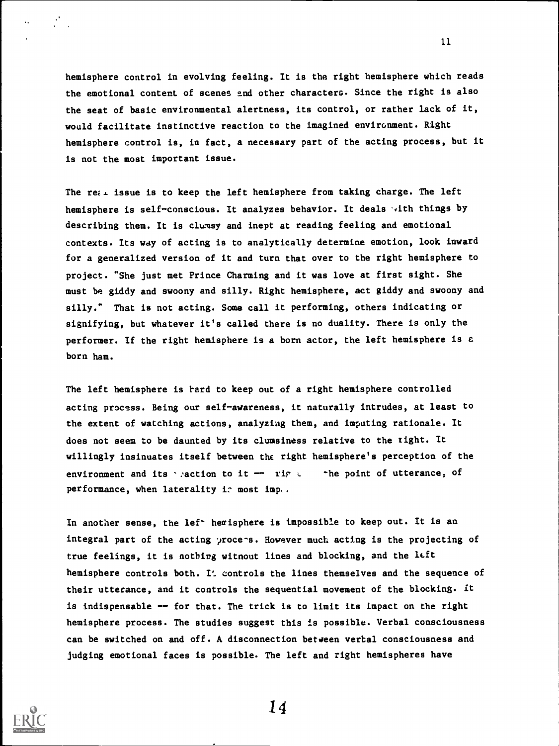hemisphere control in evolving feeling. It is the right hemisphere which reads the emotional content of scenes and other characters. Since the right is also the seat of basic environmental alertness, its control, or rather lack of it, would facilitate instinctive reaction to the imagined environment. Right hemisphere control is, in fact, a necessary part of the acting process, but it is not the most important issue.

The real issue is to keep the left hemisphere from taking charge. The left hemisphere is self-conscious. It analyzes behavior. It deals with things by describing them. It is clumsy and inept at reading feeling and emotional contexts. Its way of acting is to analytically determine emotion, look inward for a generalized version of it and turn that over to the right hemisphere to project. "She just met Prince Charming and it was love at first sight. She must be giddy and swoony and silly. Right hemisphere, act giddy and swoony and silly." That is not acting. Some call it performing, others indicating or signifying, but whatever it's called there is no duality. There is only the performer. If the right hemisphere is a born actor, the left hemisphere is a born ham.

The left hemisphere is hard to keep out of a right hemisphere controlled acting process. Being our self-awareness, it naturally intrudes, at least to the extent of watching actions, analyzing them, and imputing rationale. It does not seem to be daunted by its clumsiness relative to the right. It willingly insinuates itself between the right hemisphere's perception of the environment and its reaction to it -- right at the point of utterance, of performance, when laterality is most imp...

In another sense, the left hemisphere is impossible to keep out. It is an integral part of the acting process. However much acting is the projecting of true feelings, it is nothing without lines and blocking, and the left hemisphere controls both. It controls the lines themselves and the sequence of their utterance, and it controls the sequential movement of the blocking. It is indispensable -- for that. The trick is to limit its impact on the right hemisphere process. The studies suggest this is possible. Verbal consciousness can be switched on and off. A disconnection between verbal consciousness and judging emotional faces is possible. The left and right hemispheres have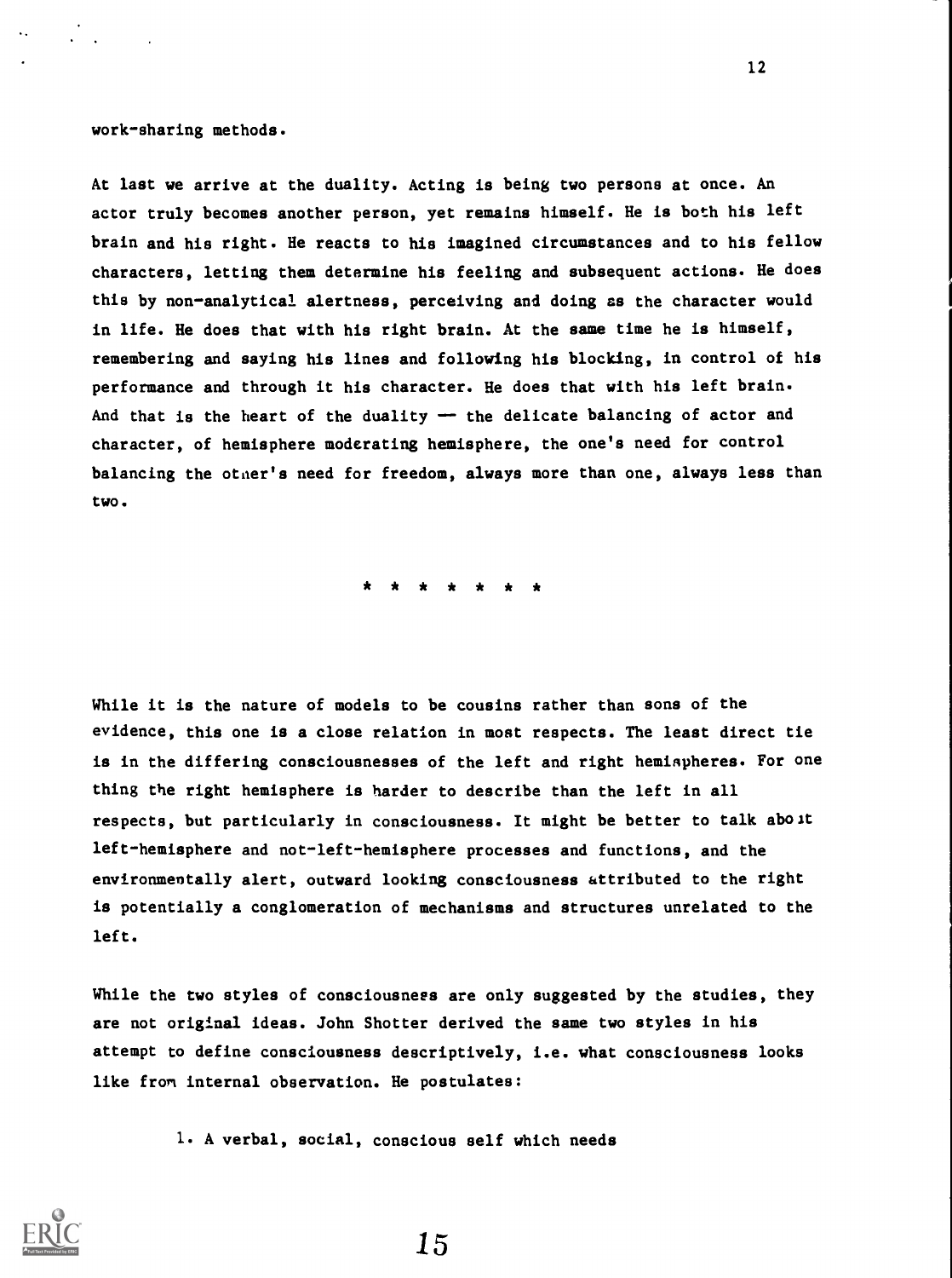work-sharing methods.

At last we arrive at the duality. Acting is being two persons at once. An actor truly becomes another person, yet remains himself. He is both his left brain and his right. He reacts to his imagined circumstances and to his fellow characters, letting them determine his feeling and subsequent actions. He does this by non-analytical alertness, perceiving and doing as the character would in life. He does that with his right brain. At the same time he is himself, remembering and saying his lines and following his blocking, in control of his performance and through it his character. He does that with his left brain. And that is the heart of the duality — the delicate balancing of actor and character, of hemisphere moderating hemisphere, the one's need for control balancing the other's need for freedom, always more than one, always less than two.

\* \* \* \* \* \* \*

While it is the nature of models to be cousins rather than sons of the evidence, this one is a close relation in most respects. The least direct tie is in the differing consciousnesses of the left and right hemispheres. For one thing the right hemisphere is harder to describe than the left in all respects, but particularly in consciousness. It might be better to talk about left-hemisphere and not-left-hemisphere processes and functions, and the environmentally alert, outward looking consciousness attributed to the right is potentially a conglomeration of mechanisms and structures unrelated to the left.

While the two styles of consciousness are only suggested by the studies, they are not original ideas. John Shotter derived the same two styles in his attempt to define consciousness descriptively, i.e. what consciousness looks like from internal observation. He postulates:

1. A verbal, social, conscious self which needs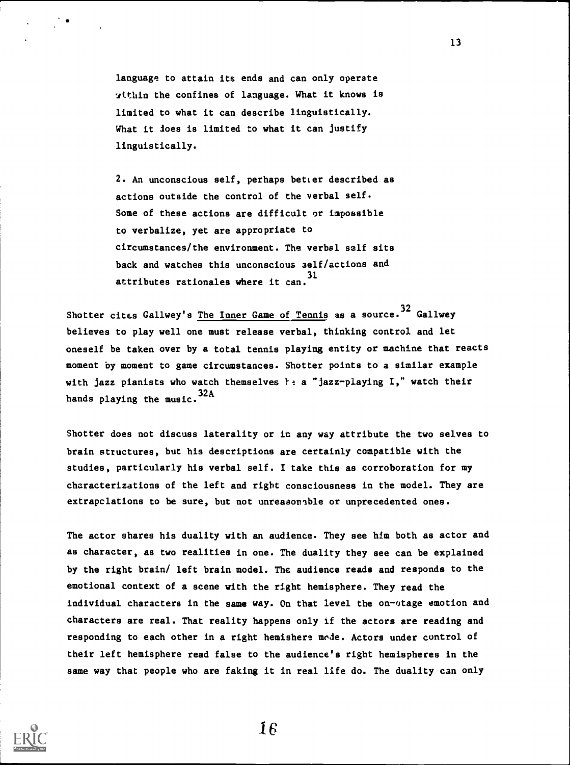language to attain its ends and can only operate within the confines of language. What it knows is limited to what it can describe linguistically. What it does is limited to what it can justify linguistically.

2. An unconscious self, perhaps better described as actions outside the control of the verbal self. Some of these actions are difficult or impossible to verbalize, yet are appropriate to circumstances/the environment. The verbal self sits back and watches this unconscious self/actions and attributes rationales where it can.[31]

Shotter cites Gallwey's The Inner Game of Tennis as a source.[32] Gallwey believes to play well one must release verbal, thinking control and let oneself be taken over by a total tennis playing entity or machine that reacts moment by moment to game circumstances. Shotter points to a similar example with jazz pianists who watch themselves be a "jazz-playing I," watch their hands playing the music.[32A]

Shotter does not discuss laterality or in any way attribute the two selves to brain structures, but his descriptions are certainly compatible with the studies, particularly his verbal self. I take this as corroboration for my characterizations of the left and right consciousness in the model. They are extrapolations to be sure, but not unreasonable or unprecedented ones.

The actor shares his duality with an audience. They see him both as actor and as character, as two realities in one. The duality they see can be explained by the right brain/ left brain model. The audience reads and responds to the emotional context of a scene with the right hemisphere. They read the individual characters in the same way. On that level the on-stage emotion and characters are real. That reality happens only if the actors are reading and responding to each other in a right hemishere mode. Actors under control of their left hemisphere read false to the audience's right hemispheres in the same way that people who are faking it in real life do. The duality can only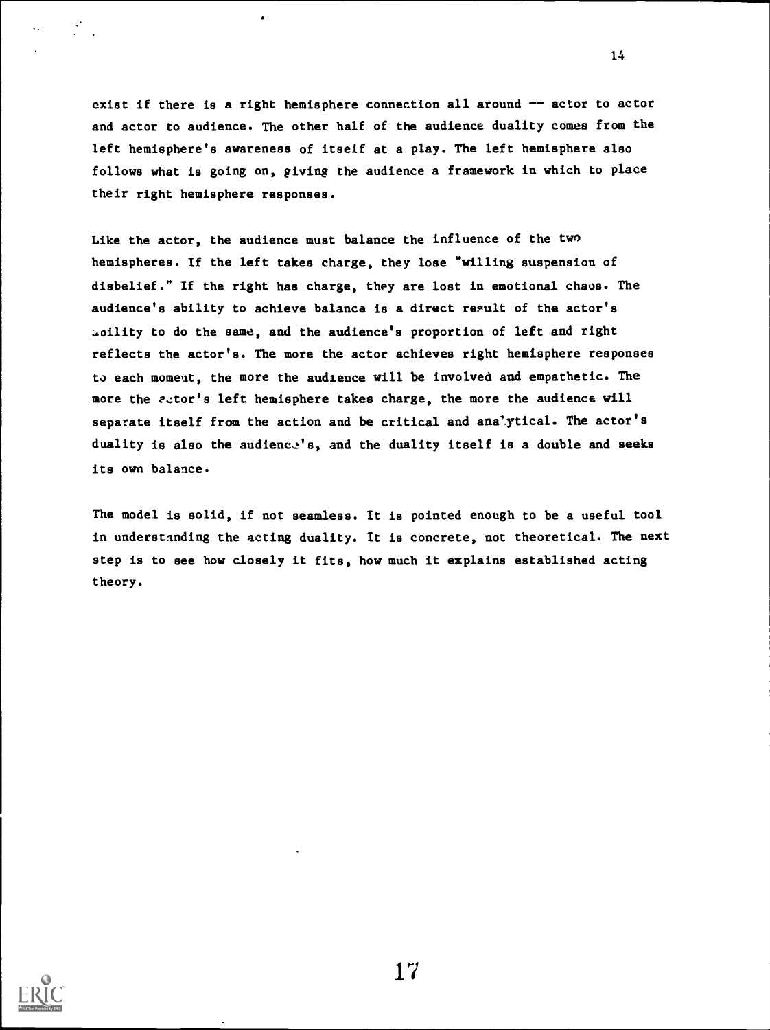exist if there is a right hemisphere connection all around -- actor to actor and actor to audience. The other half of the audience duality comes from the left hemisphere's awareness of itself at a play. The left hemisphere also follows what is going on, giving the audience a framework in which to place their right hemisphere responses.

Like the actor, the audience must balance the influence of the two hemispheres. If the left takes charge, they lose "willing suspension of disbelief." If the right has charge, they are lost in emotional chaos. The audience's ability to achieve balance is a direct result of the actor's ability to do the same, and the audience's proportion of left and right reflects the actor's. The more the actor achieves right hemisphere responses to each moment, the more the audience will be involved and empathetic. The more the actor's left hemisphere takes charge, the more the audience will separate itself from the action and be critical and analytical. The actor's duality is also the audience's, and the duality itself is a double and seeks its own balance.

The model is solid, if not seamless. It is pointed enough to be a useful tool in understanding the acting duality. It is concrete, not theoretical. The next step is to see how closely it fits, how much it explains established acting theory.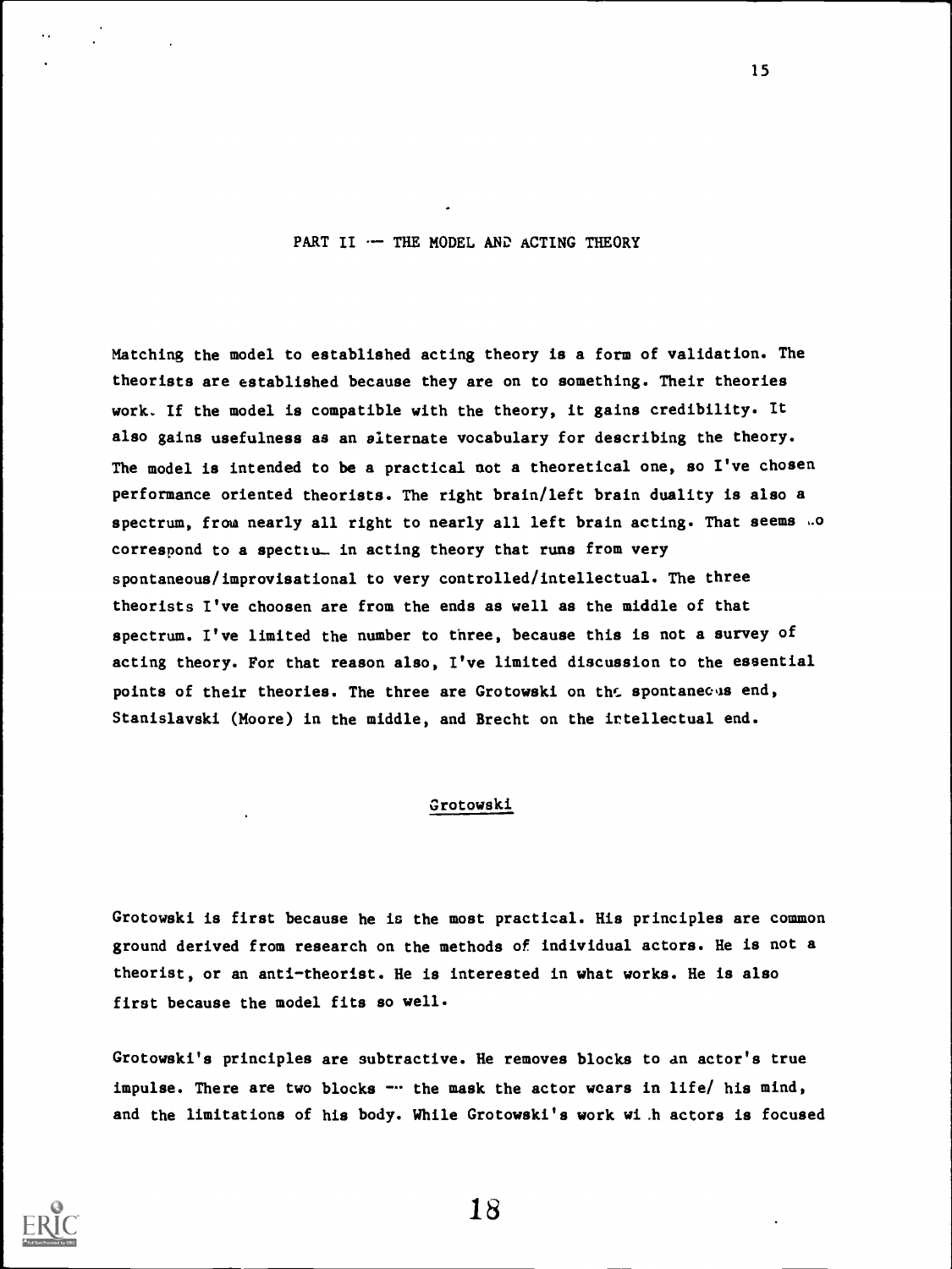## PART II — THE MODEL AND ACTING THEORY

Matching the model to established acting theory is a form of validation. The theorists are established because they are on to something. Their theories work. If the model is compatible with the theory, it gains credibility. It also gains usefulness as an alternate vocabulary for describing the theory. The model is intended to be a practical not a theoretical one, so I've chosen performance oriented theorists. The right brain/left brain duality is also a spectrum, from nearly all right to nearly all left brain acting. That seems to correspond to a spectrum in acting theory that runs from very spontaneous/improvisational to very controlled/intellectual. The three theorists I've choosen are from the ends as well as the middle of that spectrum. I've limited the number to three, because this is not a survey of acting theory. For that reason also, I've limited discussion to the essential points of their theories. The three are Grotowski on the spontaneous end, Stanislavski (Moore) in the middle, and Brecht on the intellectual end.

### Grotowski

Grotowski is first because he is the most practical. His principles are common ground derived from research on the methods of individual actors. He is not a theorist, or an anti-theorist. He is interested in what works. He is also first because the model fits so well.

Grotowski's principles are subtractive. He removes blocks to an actor's true impulse. There are two blocks — the mask the actor wears in life/ his mind, and the limitations of his body. While Grotowski's work with actors is focused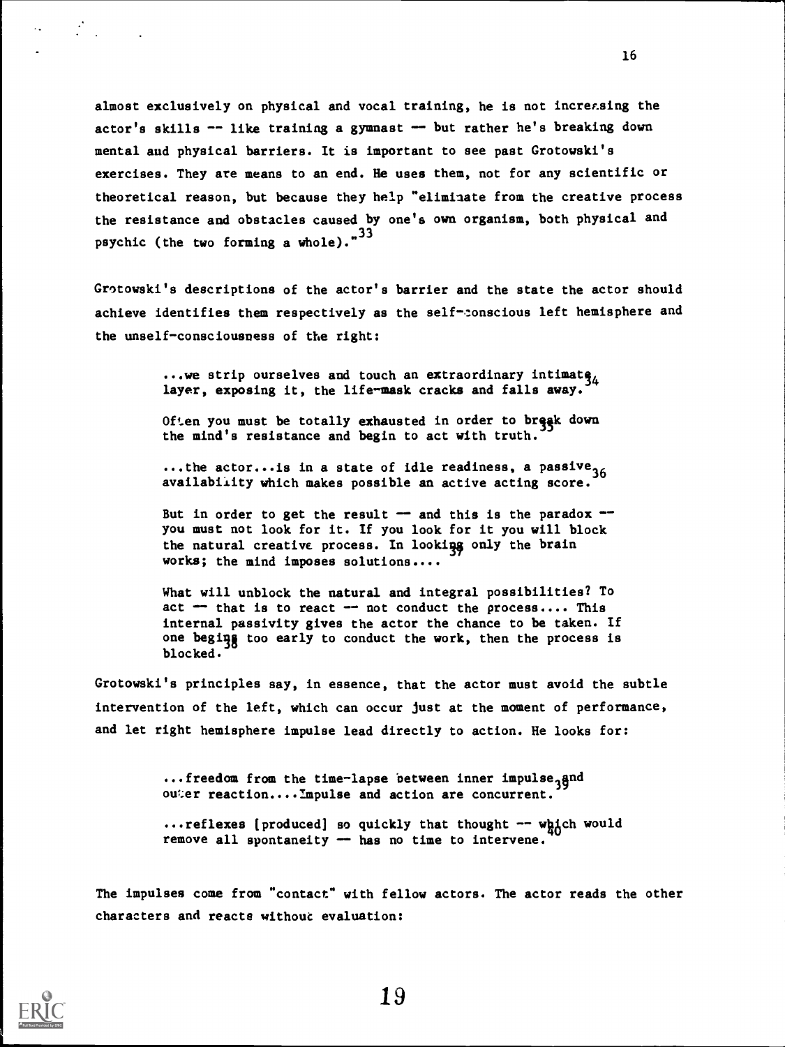almost exclusively on physical and vocal training, he is not increasing the actor's skills -- like training a gymnast -- but rather he's breaking down mental and physical barriers. It is important to see past Grotowski's exercises. They are means to an end. He uses them, not for any scientific or theoretical reason, but because they help "eliminate from the creative process the resistance and obstacles caused by one's own organism, both physical and psychic (the two forming a whole)."[33]

Grotowski's descriptions of the actor's barrier and the state the actor should achieve identifies them respectively as the self-conscious left hemisphere and the unself-consciousness of the right:

> ...we strip ourselves and touch an extraordinary intimate layer, exposing it, the life-mask cracks and falls away.[34]
>
> Often you must be totally exhausted in order to break down the mind's resistance and begin to act with truth.[35]
>
> ...the actor...is in a state of idle readiness, a passive availability which makes possible an active acting score.[36]
>
> But in order to get the result -- and this is the paradox -- you must not look for it. If you look for it you will block the natural creative process. In looking only the brain works; the mind imposes solutions....[37]
>
> What will unblock the natural and integral possibilities? To act -- that is to react -- not conduct the process.... This internal passivity gives the actor the chance to be taken. If one begins too early to conduct the work, then the process is blocked.[38]

Grotowski's principles say, in essence, that the actor must avoid the subtle intervention of the left, which can occur just at the moment of performance, and let right hemisphere impulse lead directly to action. He looks for:

> ...freedom from the time-lapse between inner impulse and outer reaction....Impulse and action are concurrent.[39]
>
> ...reflexes [produced] so quickly that thought -- which would remove all spontaneity -- has no time to intervene.[40]

The impulses come from "contact" with fellow actors. The actor reads the other characters and reacts without evaluation: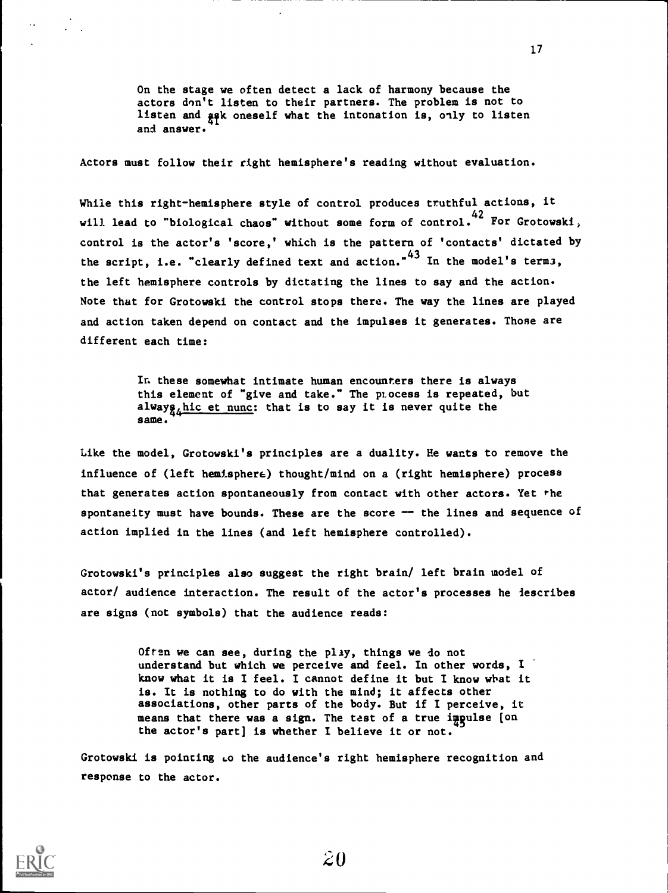> On the stage we often detect a lack of harmony because the actors don't listen to their partners. The problem is not to listen and ask oneself what the intonation is, only to listen and answer.[41]

Actors must follow their right hemisphere's reading without evaluation.

While this right-hemisphere style of control produces truthful actions, it will lead to "biological chaos" without some form of control.[42] For Grotowski, control is the actor's 'score,' which is the pattern of 'contacts' dictated by the script, i.e. "clearly defined text and action."[43] In the model's terms, the left hemisphere controls by dictating the lines to say and the action. Note that for Grotowski the control stops there. The way the lines are played and action taken depend on contact and the impulses it generates. Those are different each time:

> In these somewhat intimate human encounters there is always this element of "give and take." The process is repeated, but always <u>hic et nunc</u>: that is to say it is never quite the same.[44]

Like the model, Grotowski's principles are a duality. He wants to remove the influence of (left hemisphere) thought/mind on a (right hemisphere) process that generates action spontaneously from contact with other actors. Yet the spontaneity must have bounds. These are the score — the lines and sequence of action implied in the lines (and left hemisphere controlled).

Grotowski's principles also suggest the right brain/ left brain model of actor/ audience interaction. The result of the actor's processes he describes are signs (not symbols) that the audience reads:

> Often we can see, during the play, things we do not understand but which we perceive and feel. In other words, I know what it is I feel. I cannot define it but I know what it is. It is nothing to do with the mind; it affects other associations, other parts of the body. But if I perceive, it means that there was a sign. The test of a true impulse [on the actor's part] is whether I believe it or not.[45]

Grotowski is pointing to the audience's right hemisphere recognition and response to the actor.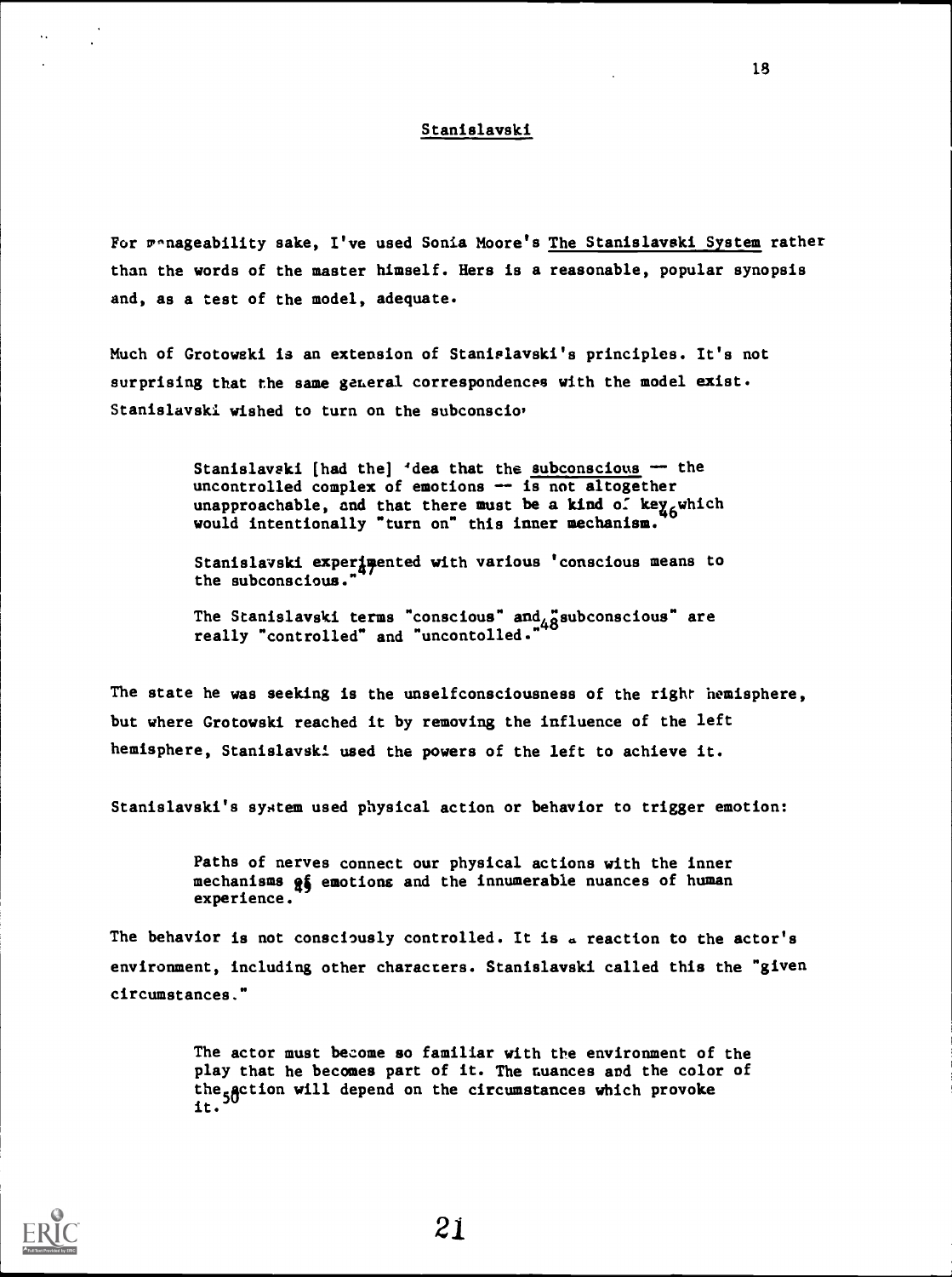## Stanislavski

For manageability sake, I've used Sonia Moore's The Stanislavski System rather than the words of the master himself. Hers is a reasonable, popular synopsis and, as a test of the model, adequate.

Much of Grotowski is an extension of Stanislavski's principles. It's not surprising that the same general correspondences with the model exist. Stanislavski wished to turn on the subconscious:

> Stanislavski [had the] idea that the subconscious — the uncontrolled complex of emotions — is not altogether unapproachable, and that there must be a kind of key which would intentionally "turn on" this inner mechanism.[46]
>
> Stanislavski experimented with various 'conscious means to the subconscious."[47]
>
> The Stanislavski terms "conscious" and "subconscious" are really "controlled" and "uncontolled."[48]

The state he was seeking is the unselfconsciousness of the right hemisphere, but where Grotowski reached it by removing the influence of the left hemisphere, Stanislavski used the powers of the left to achieve it.

Stanislavski's system used physical action or behavior to trigger emotion:

> Paths of nerves connect our physical actions with the inner mechanisms of emotions and the innumerable nuances of human experience.[49]

The behavior is not consciously controlled. It is a reaction to the actor's environment, including other characters. Stanislavski called this the "given circumstances."

> The actor must become so familiar with the environment of the play that he becomes part of it. The nuances and the color of the action will depend on the circumstances which provoke it.[50]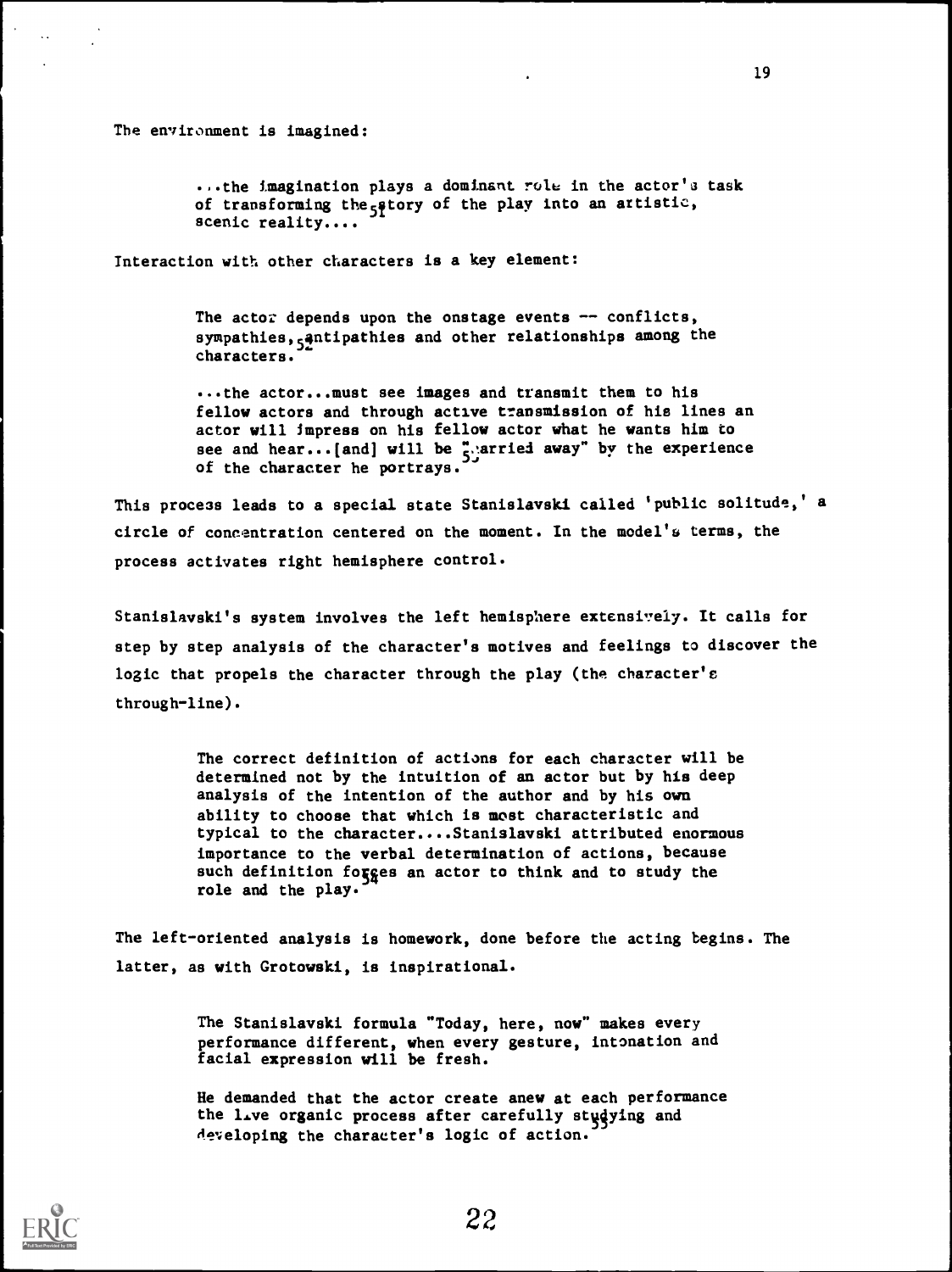The environment is imagined:

> ...the imagination plays a dominant role in the actor's task of transforming the story of the play into an artistic, scenic reality....[51]

Interaction with other characters is a key element:

> The actor depends upon the onstage events -- conflicts, sympathies, antipathies and other relationships among the characters.[52]
>
> ...the actor...must see images and transmit them to his fellow actors and through active transmission of his lines an actor will impress on his fellow actor what he wants him to see and hear...[and] will be "carried away" by the experience of the character he portrays.[53]

This process leads to a special state Stanislavski called 'public solitude,' a circle of concentration centered on the moment. In the model's terms, the process activates right hemisphere control.

Stanislavski's system involves the left hemisphere extensively. It calls for step by step analysis of the character's motives and feelings to discover the logic that propels the character through the play (the character's through-line).

> The correct definition of actions for each character will be determined not by the intuition of an actor but by his deep analysis of the intention of the author and by his own ability to choose that which is most characteristic and typical to the character....Stanislavski attributed enormous importance to the verbal determination of actions, because such definition forces an actor to think and to study the role and the play.[54]

The left-oriented analysis is homework, done before the acting begins. The latter, as with Grotowski, is inspirational.

> The Stanislavski formula "Today, here, now" makes every performance different, when every gesture, intonation and facial expression will be fresh.
>
> He demanded that the actor create anew at each performance the live organic process after carefully studying and developing the character's logic of action.[55]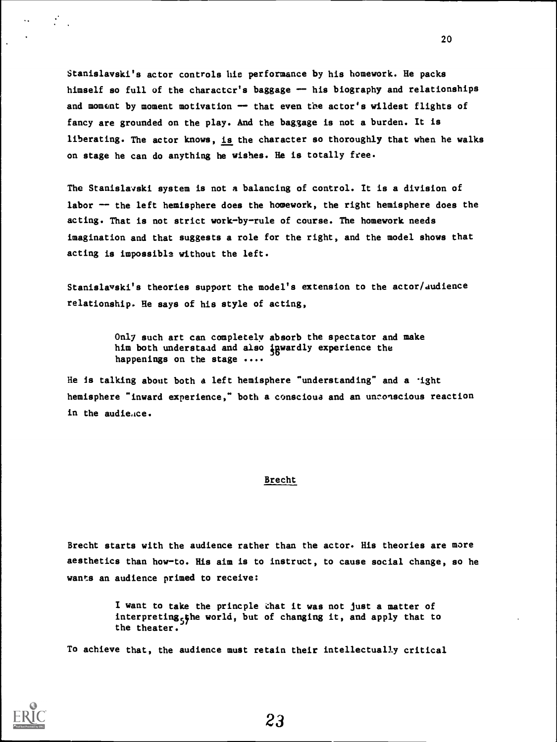Stanislavski's actor controls his performance by his homework. He packs himself so full of the character's baggage — his biography and relationships and moment by moment motivation — that even the actor's wildest flights of fancy are grounded on the play. And the baggage is not a burden. It is liberating. The actor knows, is the character so thoroughly that when he walks on stage he can do anything he wishes. He is totally free.

The Stanislavski system is not a balancing of control. It is a division of labor — the left hemisphere does the homework, the right hemisphere does the acting. That is not strict work-by-rule of course. The homework needs imagination and that suggests a role for the right, and the model shows that acting is impossible without the left.

Stanislavski's theories support the model's extension to the actor/audience relationship. He says of his style of acting,

> Only such art can completely absorb the spectator and make him both understand and also inwardly experience the happenings on the stage ....[56]

He is talking about both a left hemisphere "understanding" and a right hemisphere "inward experience," both a conscious and an unconscious reaction in the audience.

## Brecht

Brecht starts with the audience rather than the actor. His theories are more aesthetics than how-to. His aim is to instruct, to cause social change, so he wants an audience primed to receive:

> I want to take the princple that it was not just a matter of interpreting the world, but of changing it, and apply that to the theater.[57]

To achieve that, the audience must retain their intellectually critical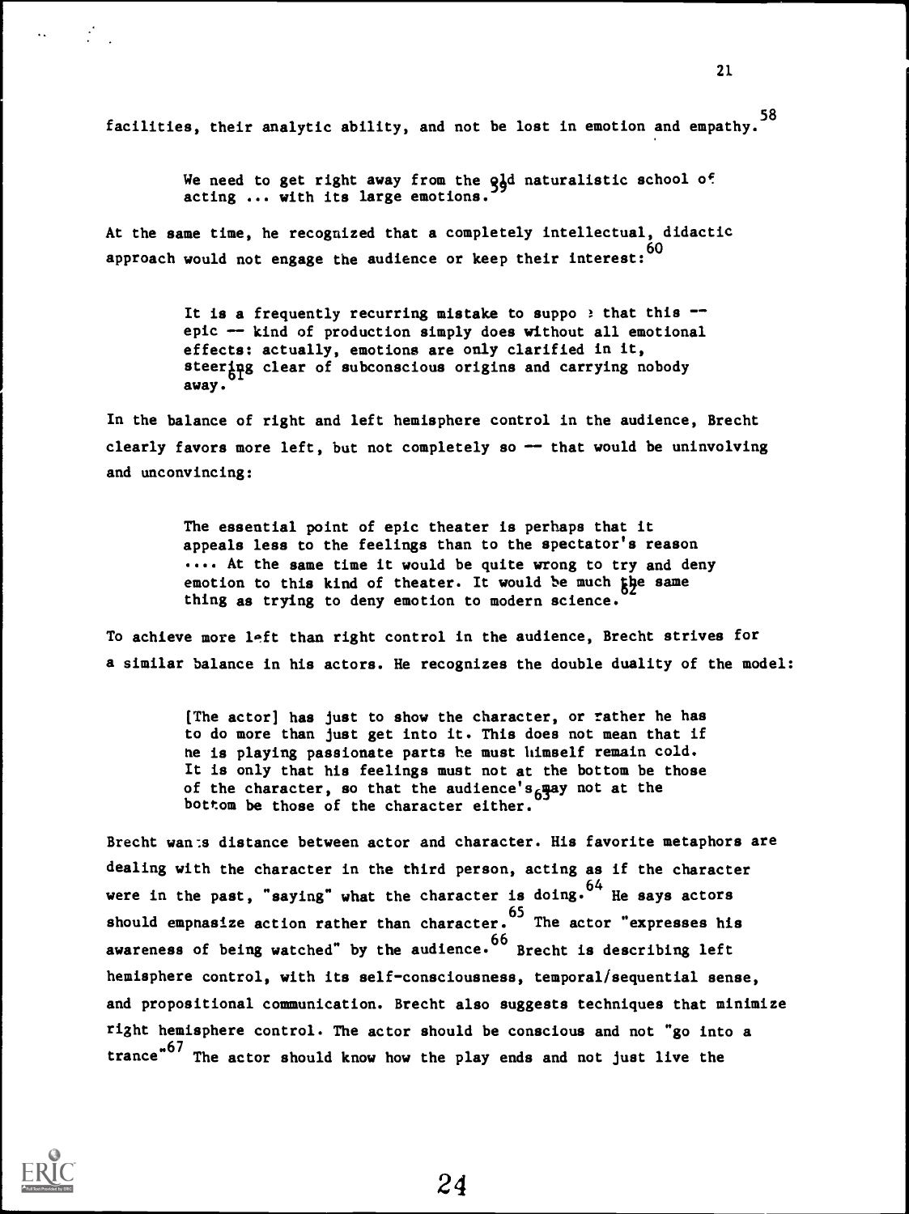facilities, their analytic ability, and not be lost in emotion and empathy.[58]

> We need to get right away from the old naturalistic school of acting ... with its large emotions.[59]

At the same time, he recognized that a completely intellectual, didactic approach would not engage the audience or keep their interest:[60]

> It is a frequently recurring mistake to suppose that this -- epic -- kind of production simply does without all emotional effects: actually, emotions are only clarified in it, steering clear of subconscious origins and carrying nobody away.[61]

In the balance of right and left hemisphere control in the audience, Brecht clearly favors more left, but not completely so -- that would be uninvolving and unconvincing:

> The essential point of epic theater is perhaps that it appeals less to the feelings than to the spectator's reason .... At the same time it would be quite wrong to try and deny emotion to this kind of theater. It would be much the same thing as trying to deny emotion to modern science.[62]

To achieve more left than right control in the audience, Brecht strives for a similar balance in his actors. He recognizes the double duality of the model:

> [The actor] has just to show the character, or rather he has to do more than just get into it. This does not mean that if he is playing passionate parts he must himself remain cold. It is only that his feelings must not at the bottom be those of the character, so that the audience's may not at the bottom be those of the character either.[63]

Brecht wants distance between actor and character. His favorite metaphors are dealing with the character in the third person, acting as if the character were in the past, "saying" what the character is doing.[64] He says actors should emphasize action rather than character.[65] The actor "expresses his awareness of being watched" by the audience.[66] Brecht is describing left hemisphere control, with its self-consciousness, temporal/sequential sense, and propositional communication. Brecht also suggests techniques that minimize right hemisphere control. The actor should be conscious and not "go into a trance"[67] The actor should know how the play ends and not just live the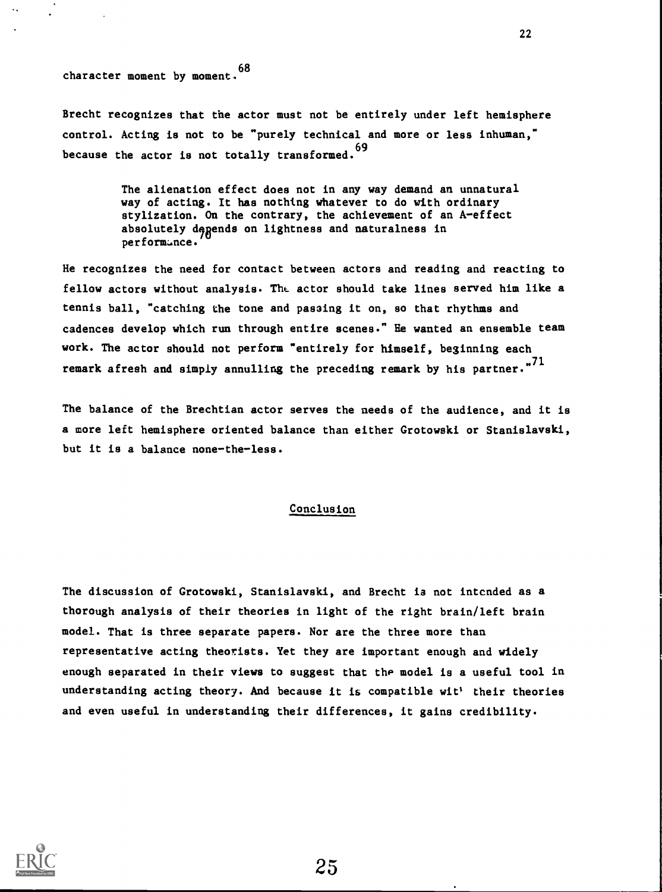character moment by moment.[68]

Brecht recognizes that the actor must not be entirely under left hemisphere control. Acting is not to be "purely technical and more or less inhuman," because the actor is not totally transformed.[69]

> The alienation effect does not in any way demand an unnatural way of acting. It has nothing whatever to do with ordinary stylization. On the contrary, the achievement of an A-effect absolutely depends on lightness and naturalness in performance.[70]

He recognizes the need for contact between actors and reading and reacting to fellow actors without analysis. The actor should take lines served him like a tennis ball, "catching the tone and passing it on, so that rhythms and cadences develop which run through entire scenes." He wanted an ensemble team work. The actor should not perform "entirely for himself, beginning each remark afresh and simply annulling the preceding remark by his partner."[71]

The balance of the Brechtian actor serves the needs of the audience, and it is a more left hemisphere oriented balance than either Grotowski or Stanislavski, but it is a balance none-the-less.

## Conclusion

The discussion of Grotowski, Stanislavski, and Brecht is not intended as a thorough analysis of their theories in light of the right brain/left brain model. That is three separate papers. Nor are the three more than representative acting theorists. Yet they are important enough and widely enough separated in their views to suggest that the model is a useful tool in understanding acting theory. And because it is compatible with their theories and even useful in understanding their differences, it gains credibility.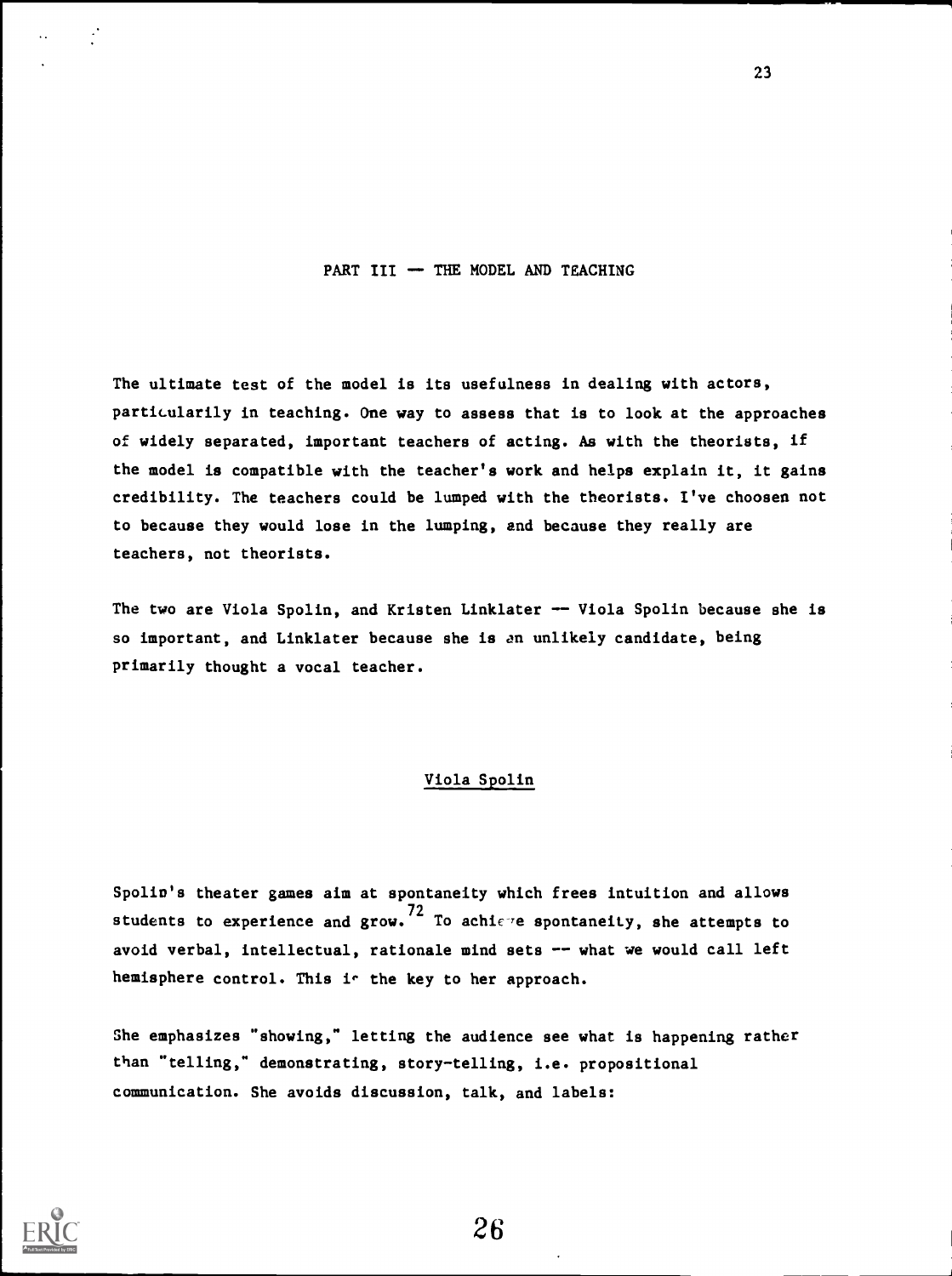## PART III — THE MODEL AND TEACHING

The ultimate test of the model is its usefulness in dealing with actors, particularily in teaching. One way to assess that is to look at the approaches of widely separated, important teachers of acting. As with the theorists, if the model is compatible with the teacher's work and helps explain it, it gains credibility. The teachers could be lumped with the theorists. I've choosen not to because they would lose in the lumping, and because they really are teachers, not theorists.

The two are Viola Spolin, and Kristen Linklater — Viola Spolin because she is so important, and Linklater because she is an unlikely candidate, being primarily thought a vocal teacher.

### Viola Spolin

Spolin's theater games aim at spontaneity which frees intuition and allows students to experience and grow.[72] To achieve spontaneity, she attempts to avoid verbal, intellectual, rationale mind sets -- what we would call left hemisphere control. This is the key to her approach.

She emphasizes "showing," letting the audience see what is happening rather than "telling," demonstrating, story-telling, i.e. propositional communication. She avoids discussion, talk, and labels: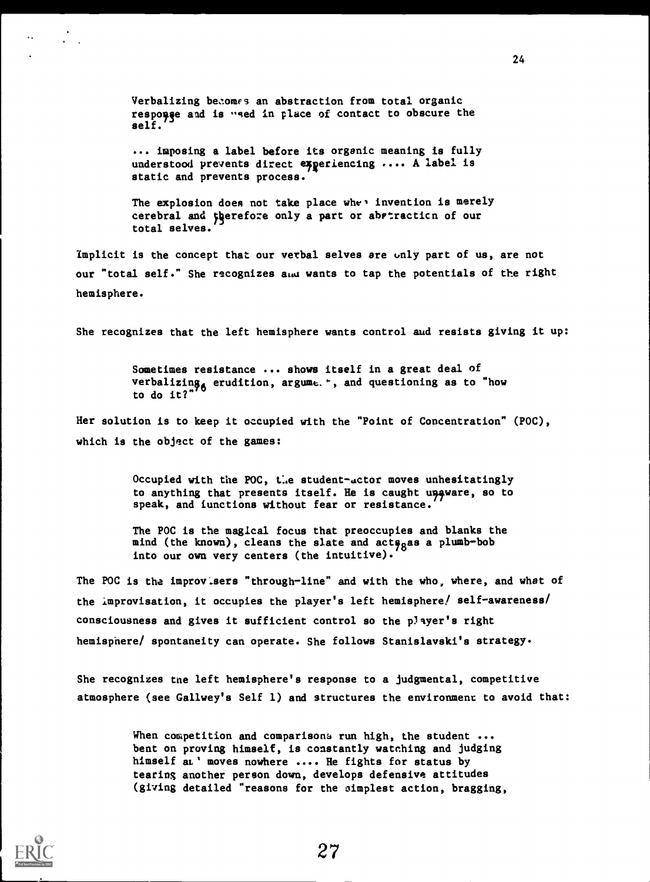> Verbalizing becomes an abstraction from total organic response and is used in place of contact to obscure the self.[73]
>
> ... imposing a label before its organic meaning is fully understood prevents direct experiencing .... A label is static and prevents process.[74]
>
> The explosion does not take place when invention is merely cerebral and therefore only a part or abstraction of our total selves.[75]

Implicit is the concept that our verbal selves are only part of us, are not our "total self." She recognizes and wants to tap the potentials of the right hemisphere.

She recognizes that the left hemisphere wants control and resists giving it up:

> Sometimes resistance ... shows itself in a great deal of verbalizing, erudition, argument, and questioning as to "how to do it?"[76]

Her solution is to keep it occupied with the "Point of Concentration" (POC), which is the object of the games:

> Occupied with the POC, the student-actor moves unhesitatingly to anything that presents itself. He is caught unaware, so to speak, and functions without fear or resistance.[77]
>
> The POC is the magical focus that preoccupies and blanks the mind (the known), cleans the slate and acts as a plumb-bob into our own very centers (the intuitive).[78]

The POC is the improvisers "through-line" and with the who, where, and what of the improvisation, it occupies the player's left hemisphere/ self-awareness/ consciousness and gives it sufficient control so the player's right hemisphere/ spontaneity can operate. She follows Stanislavski's strategy.

She recognizes the left hemisphere's response to a judgmental, competitive atmosphere (see Gallwey's Self 1) and structures the environment to avoid that:

> When competition and comparisons run high, the student ... bent on proving himself, is constantly watching and judging himself and moves nowhere .... He fights for status by tearing another person down, develops defensive attitudes (giving detailed "reasons for the simplest action, bragging,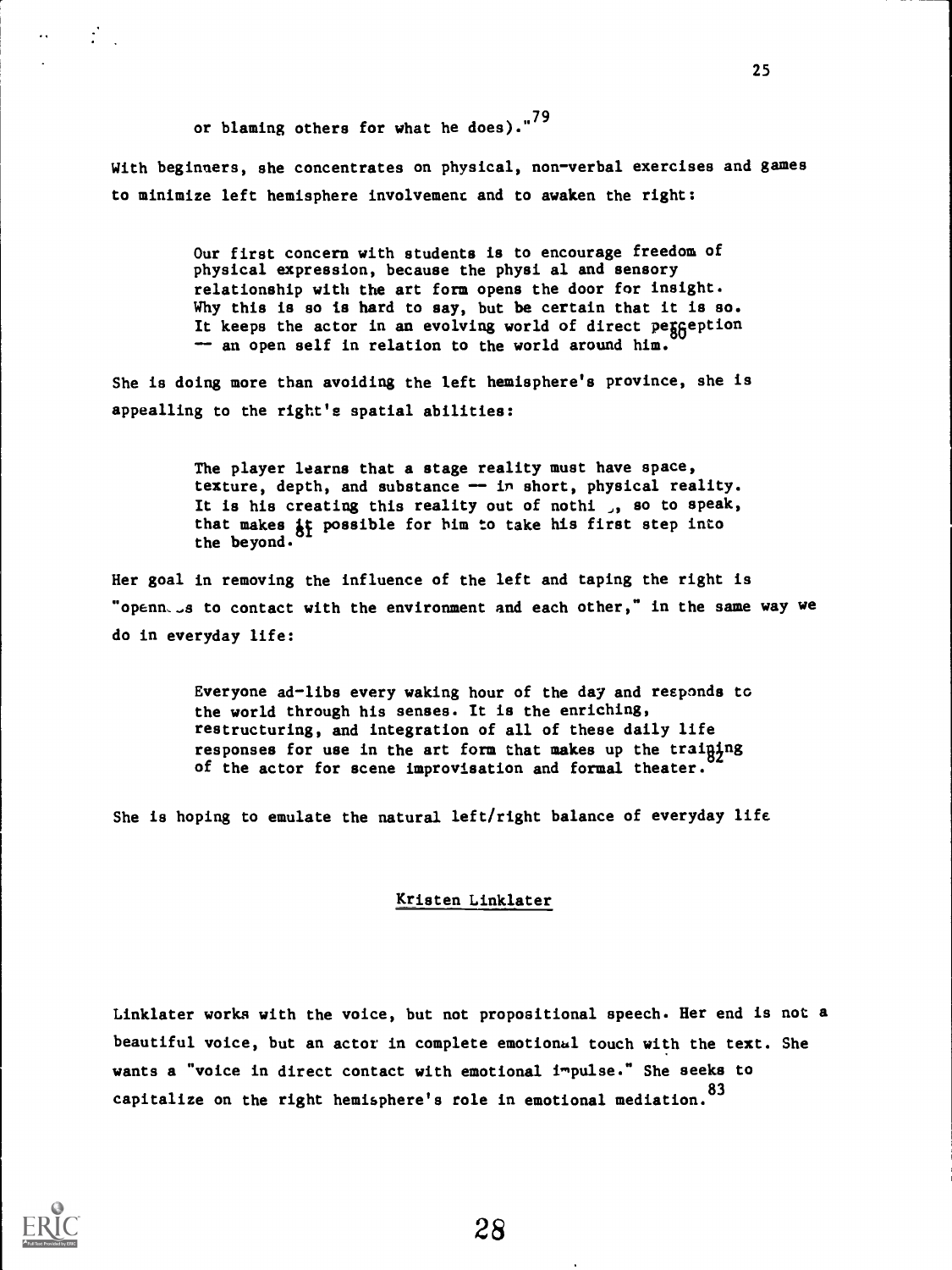or blaming others for what he does)."[79]

With beginners, she concentrates on physical, non-verbal exercises and games to minimize left hemisphere involvement and to awaken the right:

> Our first concern with students is to encourage freedom of physical expression, because the physical and sensory relationship with the art form opens the door for insight. Why this is so is hard to say, but be certain that it is so. It keeps the actor in an evolving world of direct perception -- an open self in relation to the world around him.[80]

She is doing more than avoiding the left hemisphere's province, she is appealling to the right's spatial abilities:

> The player learns that a stage reality must have space, texture, depth, and substance -- in short, physical reality. It is his creating this reality out of nothing, so to speak, that makes it possible for him to take his first step into the beyond.[81]

Her goal in removing the influence of the left and taping the right is "openness to contact with the environment and each other," in the same way we do in everyday life:

> Everyone ad-libs every waking hour of the day and responds to the world through his senses. It is the enriching, restructuring, and integration of all of these daily life responses for use in the art form that makes up the training of the actor for scene improvisation and formal theater.[82]

She is hoping to emulate the natural left/right balance of everyday life

## Kristen Linklater

Linklater works with the voice, but not propositional speech. Her end is not a beautiful voice, but an actor in complete emotional touch with the text. She wants a "voice in direct contact with emotional impulse." She seeks to capitalize on the right hemisphere's role in emotional mediation.[83]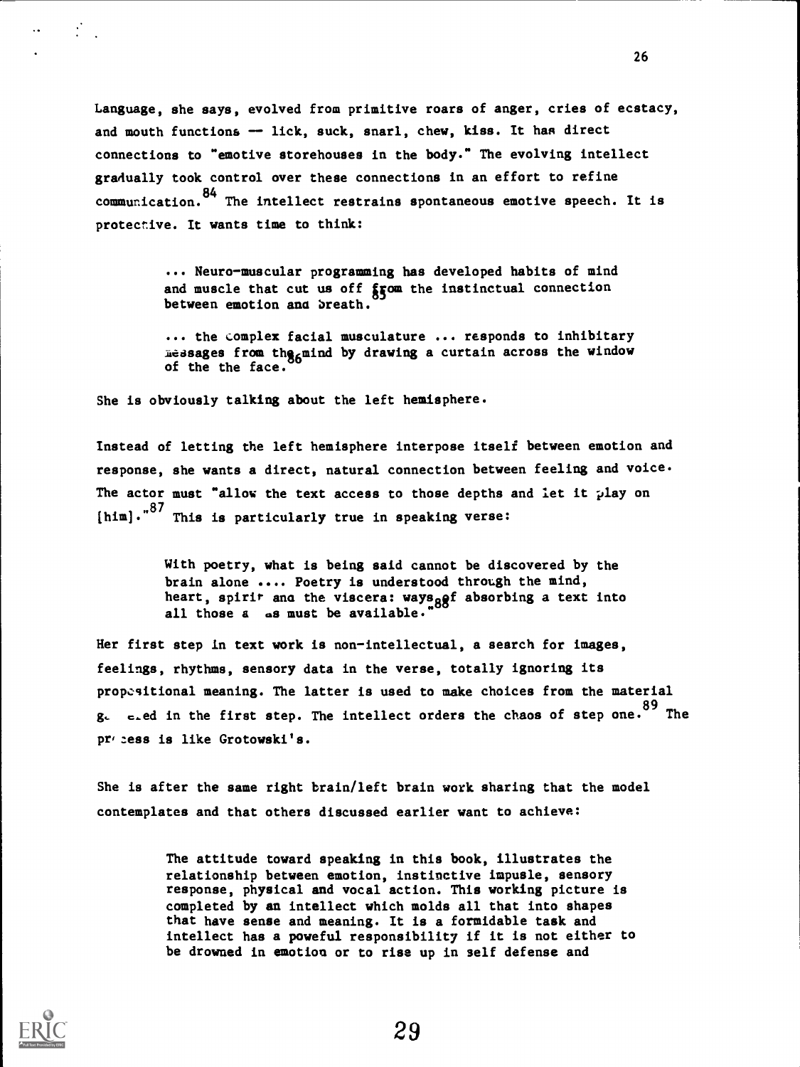Language, she says, evolved from primitive roars of anger, cries of ecstacy, and mouth functions — lick, suck, snarl, chew, kiss. It has direct connections to "emotive storehouses in the body." The evolving intellect gradually took control over these connections in an effort to refine communication.[84] The intellect restrains spontaneous emotive speech. It is protective. It wants time to think:

> ... Neuro-muscular programming has developed habits of mind and muscle that cut us off from the instinctual connection between emotion and breath.[85]
>
> ... the complex facial musculature ... responds to inhibitary messages from the mind by drawing a curtain across the window of the the face.[86]

She is obviously talking about the left hemisphere.

Instead of letting the left hemisphere interpose itself between emotion and response, she wants a direct, natural connection between feeling and voice. The actor must "allow the text access to those depths and let it play on [him]."[87] This is particularly true in speaking verse:

> With poetry, what is being said cannot be discovered by the brain alone .... Poetry is understood through the mind, heart, spirit and the viscera: ways of absorbing a text into all those areas must be available."[88]

Her first step in text work is non-intellectual, a search for images, feelings, rhythms, sensory data in the verse, totally ignoring its propositional meaning. The latter is used to make choices from the material generated in the first step. The intellect orders the chaos of step one.[89] The process is like Grotowski's.

She is after the same right brain/left brain work sharing that the model contemplates and that others discussed earlier want to achieve:

> The attitude toward speaking in this book, illustrates the relationship between emotion, instinctive impulse, sensory response, physical and vocal action. This working picture is completed by an intellect which molds all that into shapes that have sense and meaning. It is a formidable task and intellect has a poweful responsibility if it is not either to be drowned in emotion or to rise up in self defense and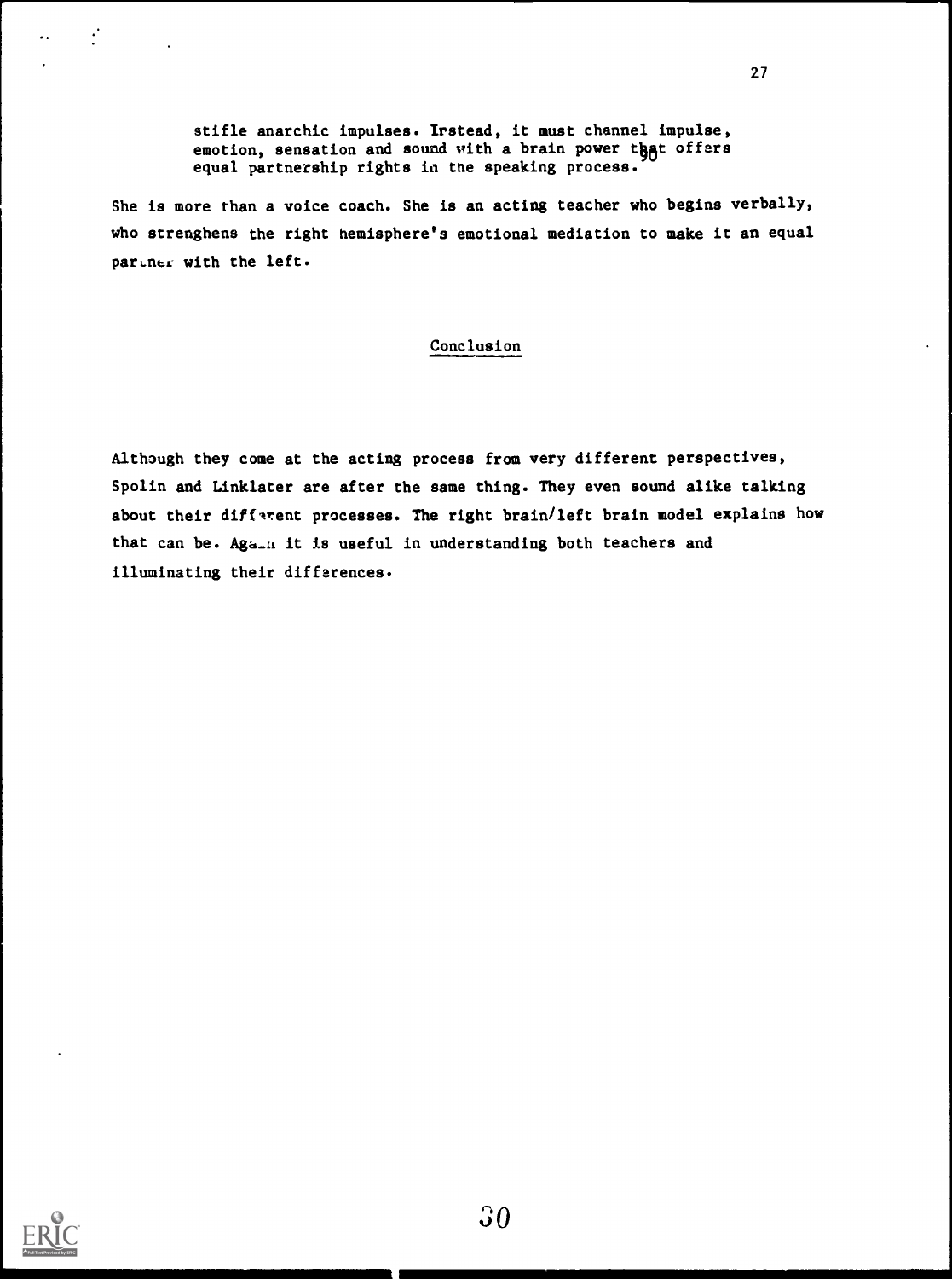> stifle anarchic impulses. Instead, it must channel impulse, emotion, sensation and sound with a brain power that offers equal partnership rights in the speaking process.

She is more than a voice coach. She is an acting teacher who begins verbally, who strenghens the right hemisphere's emotional mediation to make it an equal partner with the left.

## Conclusion

Although they come at the acting process from very different perspectives, Spolin and Linklater are after the same thing. They even sound alike talking about their different processes. The right brain/left brain model explains how that can be. Again it is useful in understanding both teachers and illuminating their differences.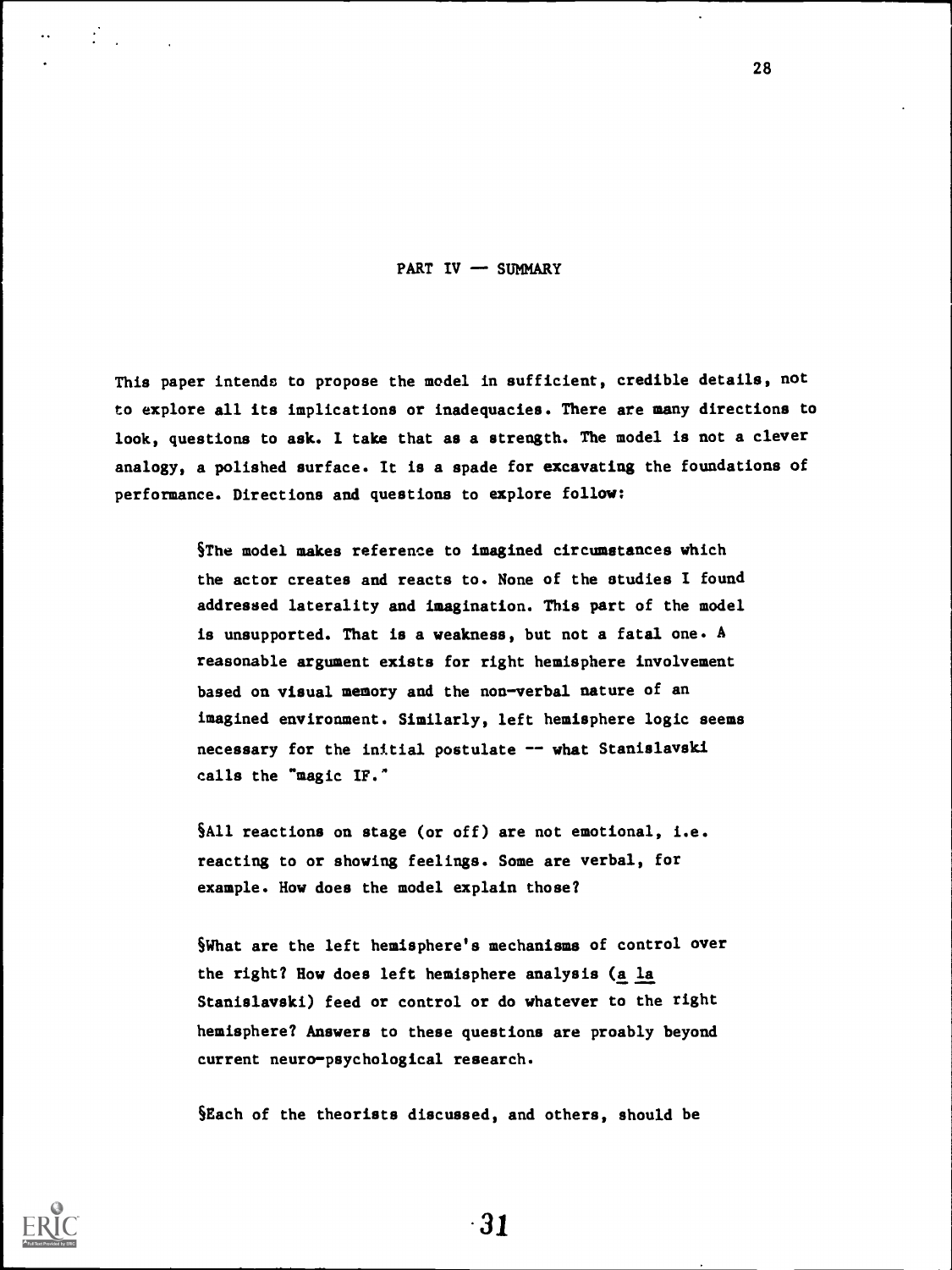## PART IV — SUMMARY

This paper intends to propose the model in sufficient, credible details, not to explore all its implications or inadequacies. There are many directions to look, questions to ask. I take that as a strength. The model is not a clever analogy, a polished surface. It is a spade for excavating the foundations of performance. Directions and questions to explore follow:

> §The model makes reference to imagined circumstances which the actor creates and reacts to. None of the studies I found addressed laterality and imagination. This part of the model is unsupported. That is a weakness, but not a fatal one. A reasonable argument exists for right hemisphere involvement based on visual memory and the non-verbal nature of an imagined environment. Similarly, left hemisphere logic seems necessary for the initial postulate -- what Stanislavski calls the "magic IF."

> §All reactions on stage (or off) are not emotional, i.e. reacting to or showing feelings. Some are verbal, for example. How does the model explain those?

> §What are the left hemisphere's mechanisms of control over the right? How does left hemisphere analysis (*a la* Stanislavski) feed or control or do whatever to the right hemisphere? Answers to these questions are proably beyond current neuro-psychological research.

> §Each of the theorists discussed, and others, should be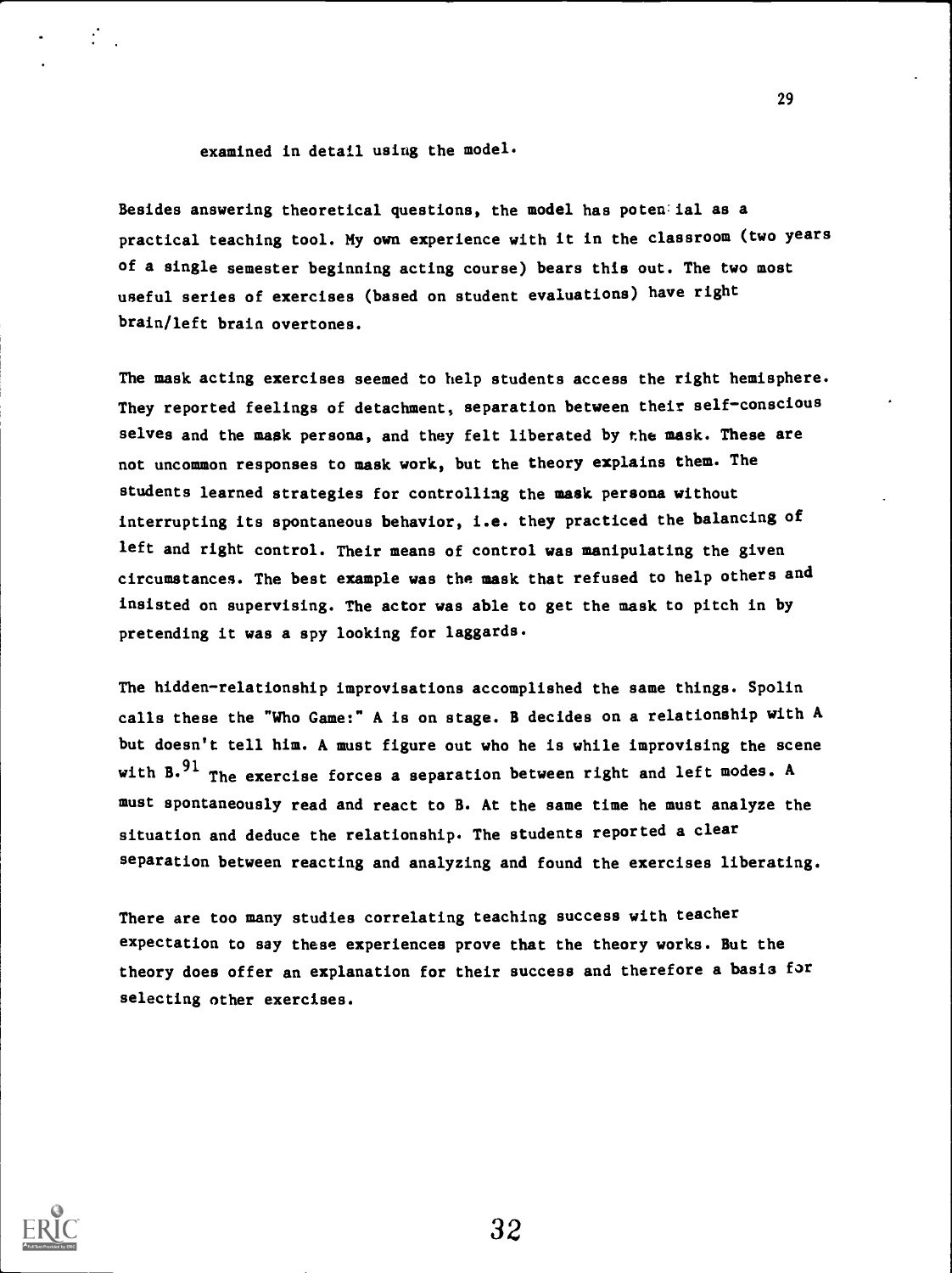examined in detail using the model.

Besides answering theoretical questions, the model has potential as a practical teaching tool. My own experience with it in the classroom (two years of a single semester beginning acting course) bears this out. The two most useful series of exercises (based on student evaluations) have right brain/left brain overtones.

The mask acting exercises seemed to help students access the right hemisphere. They reported feelings of detachment, separation between their self-conscious selves and the mask persona, and they felt liberated by the mask. These are not uncommon responses to mask work, but the theory explains them. The students learned strategies for controlling the mask persona without interrupting its spontaneous behavior, i.e. they practiced the balancing of left and right control. Their means of control was manipulating the given circumstances. The best example was the mask that refused to help others and insisted on supervising. The actor was able to get the mask to pitch in by pretending it was a spy looking for laggards.

The hidden-relationship improvisations accomplished the same things. Spolin calls these the "Who Game:" A is on stage. B decides on a relationship with A but doesn't tell him. A must figure out who he is while improvising the scene with B.[91] The exercise forces a separation between right and left modes. A must spontaneously read and react to B. At the same time he must analyze the situation and deduce the relationship. The students reported a clear separation between reacting and analyzing and found the exercises liberating.

There are too many studies correlating teaching success with teacher expectation to say these experiences prove that the theory works. But the theory does offer an explanation for their success and therefore a basis for selecting other exercises.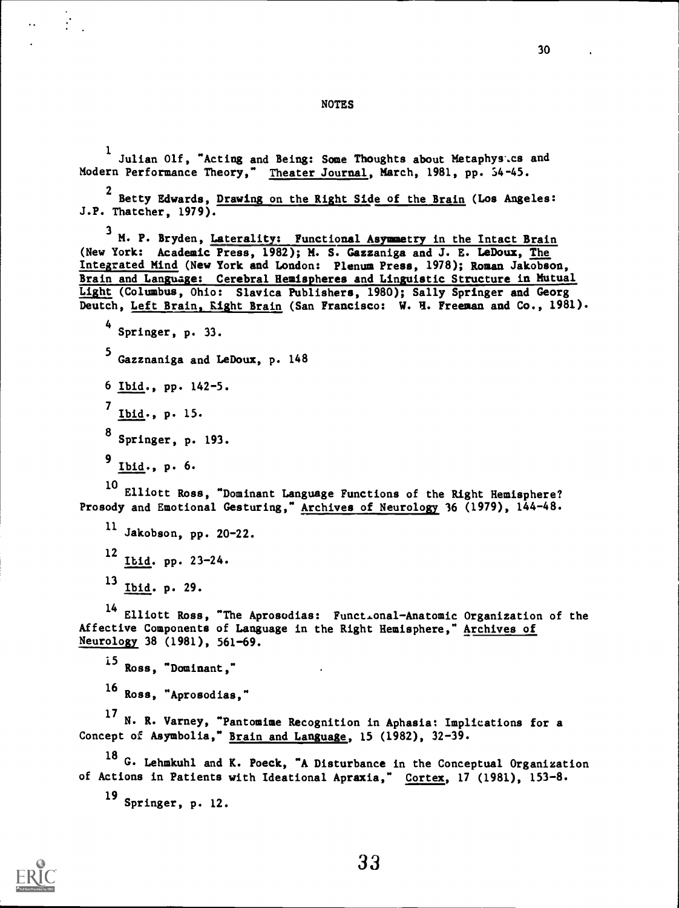## NOTES

[1] Julian Olf, "Acting and Being: Some Thoughts about Metaphysics and Modern Performance Theory," Theater Journal, March, 1981, pp. 34-45.

[2] Betty Edwards, Drawing on the Right Side of the Brain (Los Angeles: J.P. Thatcher, 1979).

[3] M. P. Bryden, Laterality: Functional Asymmetry in the Intact Brain (New York: Academic Press, 1982); M. S. Gazzaniga and J. E. LeDoux, The Integrated Mind (New York and London: Plenum Press, 1978); Roman Jakobson, Brain and Language: Cerebral Hemispheres and Linguistic Structure in Mutual Light (Columbus, Ohio: Slavica Publishers, 1980); Sally Springer and Georg Deutch, Left Brain, Right Brain (San Francisco: W. H. Freeman and Co., 1981).

[4] Springer, p. 33.

[5] Gazznaniga and LeDoux, p. 148

[6] Ibid., pp. 142-5.

[7] Ibid., p. 15.

[8] Springer, p. 193.

[9] Ibid., p. 6.

[10] Elliott Ross, "Dominant Language Functions of the Right Hemisphere? Prosody and Emotional Gesturing," Archives of Neurology 36 (1979), 144-48.

[11] Jakobson, pp. 20-22.

[12] Ibid. pp. 23-24.

[13] Ibid. p. 29.

[14] Elliott Ross, "The Aprosodias: Functional-Anatomic Organization of the Affective Components of Language in the Right Hemisphere," Archives of Neurology 38 (1981), 561-69.

[15] Ross, "Dominant,"

[16] Ross, "Aprosodias,"

[17] N. R. Varney, "Pantomime Recognition in Aphasia: Implications for a Concept of Asymbolia," Brain and Language, 15 (1982), 32-39.

[18] G. Lehmkuhl and K. Poeck, "A Disturbance in the Conceptual Organization of Actions in Patients with Ideational Apraxia," Cortex, 17 (1981), 153-8.

[19] Springer, p. 12.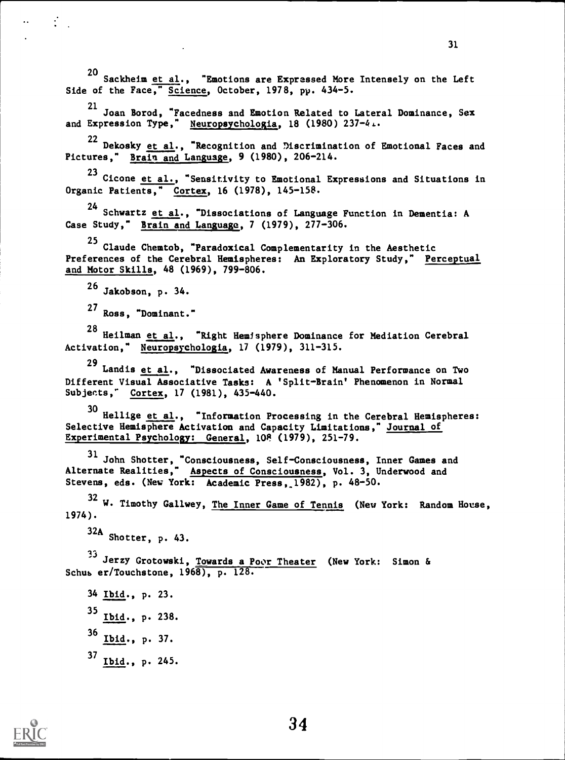[20] Sackheim *et al.*, "Emotions are Expressed More Intensely on the Left Side of the Face," *Science*, October, 1978, pp. 434-5.

[21] Joan Borod, "Facedness and Emotion Related to Lateral Dominance, Sex and Expression Type," *Neuropsychologia*, 18 (1980) 237-41.

[22] Dekosky *et al.*, "Recognition and Discrimination of Emotional Faces and Pictures," *Brain and Language*, 9 (1980), 206-214.

[23] Cicone *et al.*, "Sensitivity to Emotional Expressions and Situations in Organic Patients," *Cortex*, 16 (1978), 145-158.

[24] Schwartz *et al.*, "Dissociations of Language Function in Dementia: A Case Study," *Brain and Language*, 7 (1979), 277-306.

[25] Claude Chemtob, "Paradoxical Complementarity in the Aesthetic Preferences of the Cerebral Hemispheres: An Exploratory Study," *Perceptual and Motor Skills*, 48 (1969), 799-806.

[26] Jakobson, p. 34.

[27] Ross, "Dominant."

[28] Heilman *et al.*, "Right Hemisphere Dominance for Mediation Cerebral Activation," *Neuropsychologia*, 17 (1979), 311-315.

[29] Landis *et al.*, "Dissociated Awareness of Manual Performance on Two Different Visual Associative Tasks: A 'Split-Brain' Phenomenon in Normal Subjects," *Cortex*, 17 (1981), 435-440.

[30] Hellige *et al.*, "Information Processing in the Cerebral Hemispheres: Selective Hemisphere Activation and Capacity Limitations," *Journal of Experimental Psychology: General*, 108 (1979), 251-79.

[31] John Shotter, "Consciousness, Self-Consciousness, Inner Games and Alternate Realities," *Aspects of Consciousness*, Vol. 3, Underwood and Stevens, eds. (New York: Academic Press, 1982), p. 48-50.

[32] W. Timothy Gallwey, *The Inner Game of Tennis* (New York: Random House, 1974).

[32A] Shotter, p. 43.

[33] Jerzy Grotowski, *Towards a Poor Theater* (New York: Simon & Schuster/Touchstone, 1968), p. 128.

[34] *Ibid.*, p. 23.

[35] *Ibid.*, p. 238.

[36] *Ibid.*, p. 37.

[37] *Ibid.*, p. 245.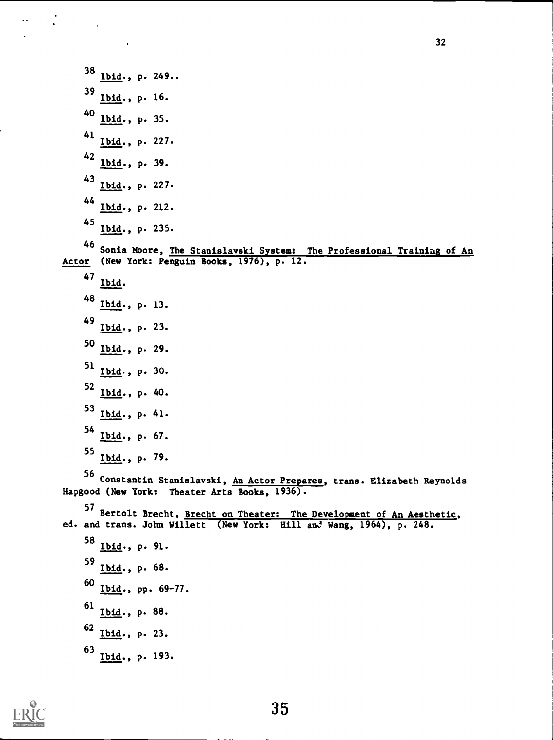[38] *Ibid.*, p. 249..

[39] *Ibid.*, p. 16.

[40] *Ibid.*, p. 35.

[41] *Ibid.*, p. 227.

[42] *Ibid.*, p. 39.

[43] *Ibid.*, p. 227.

[44] *Ibid.*, p. 212.

[45] *Ibid.*, p. 235.

[46] Sonia Moore, *The Stanislavski System: The Professional Training of An Actor* (New York: Penguin Books, 1976), p. 12.

[47] *Ibid.*

[48] *Ibid.*, p. 13.

[49] *Ibid.*, p. 23.

[50] *Ibid.*, p. 29.

[51] *Ibid.*, p. 30.

[52] *Ibid.*, p. 40.

[53] *Ibid.*, p. 41.

[54] *Ibid.*, p. 67.

[55] *Ibid.*, p. 79.

[56] Constantin Stanislavski, *An Actor Prepares*, trans. Elizabeth Reynolds Hapgood (New York: Theater Arts Books, 1936).

[57] Bertolt Brecht, *Brecht on Theater: The Development of An Aesthetic*, ed. and trans. John Willett (New York: Hill and Wang, 1964), p. 248.

[58] *Ibid.*, p. 91.

[59] *Ibid.*, p. 68.

[60] *Ibid.*, pp. 69-77.

[61] *Ibid.*, p. 88.

[62] *Ibid.*, p. 23.

[63] *Ibid.*, p. 193.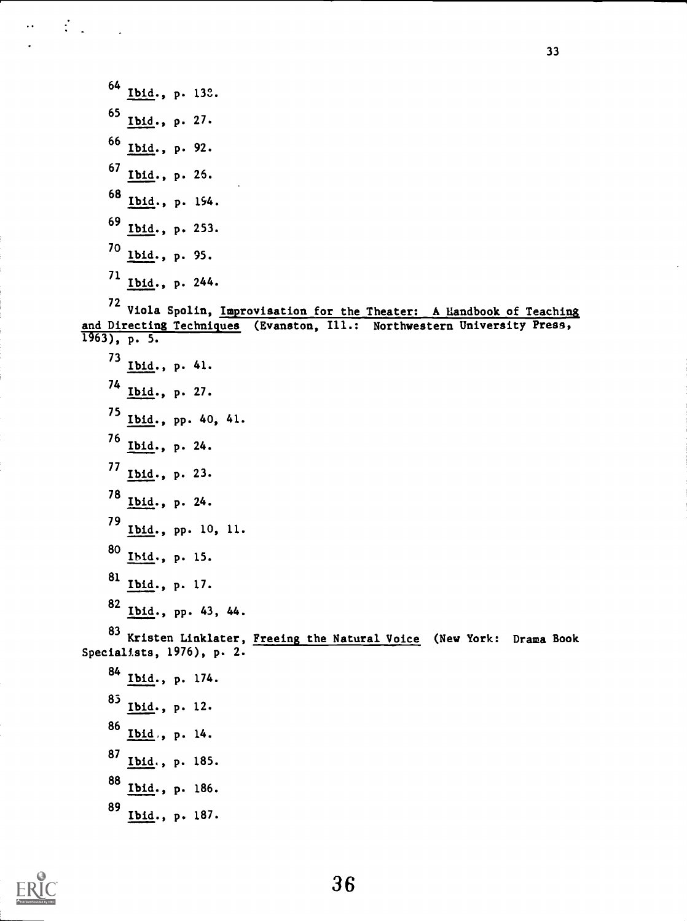64 Ibid., p. 138.

65 Ibid., p. 27.

66 Ibid., p. 92.

67 Ibid., p. 26.

68 Ibid., p. 194.

69 Ibid., p. 253.

70 Ibid., p. 95.

71 Ibid., p. 244.

72 Viola Spolin, Improvisation for the Theater: A Handbook of Teaching and Directing Techniques (Evanston, Ill.: Northwestern University Press, 1963), p. 5.

73 Ibid., p. 41.

74 Ibid., p. 27.

75 Ibid., pp. 40, 41.

76 Ibid., p. 24.

77 Ibid., p. 23.

78 Ibid., p. 24.

79 Ibid., pp. 10, 11.

80 Ibid., p. 15.

81 Ibid., p. 17.

82 Ibid., pp. 43, 44.

83 Kristen Linklater, Freeing the Natural Voice (New York: Drama Book Specialists, 1976), p. 2.

84 Ibid., p. 174.

85 Ibid., p. 12.

86 Ibid., p. 14.

87 Ibid., p. 185.

88 Ibid., p. 186.

89 Ibid., p. 187.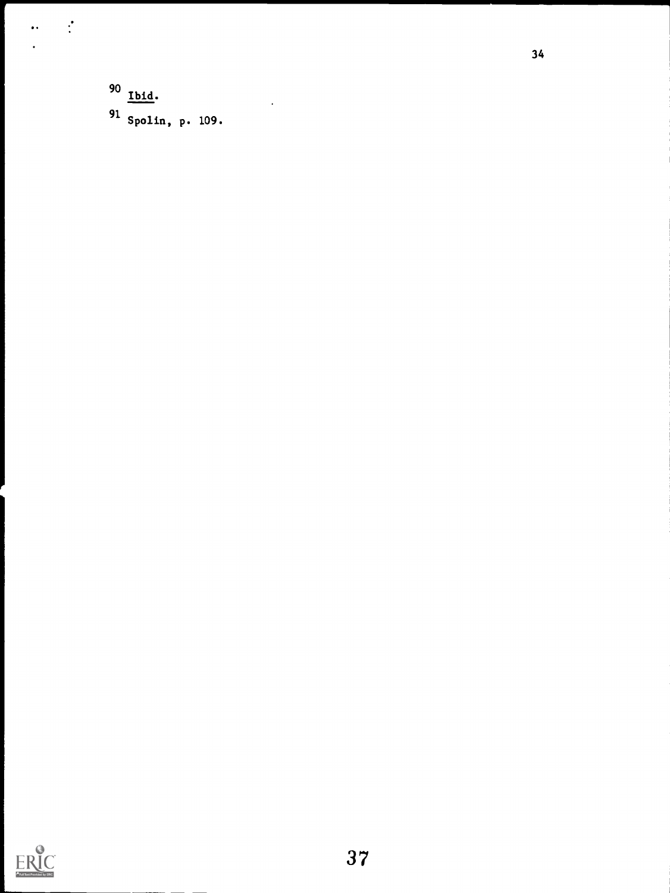[90] *Ibid.*

[91] Spolin, p. 109.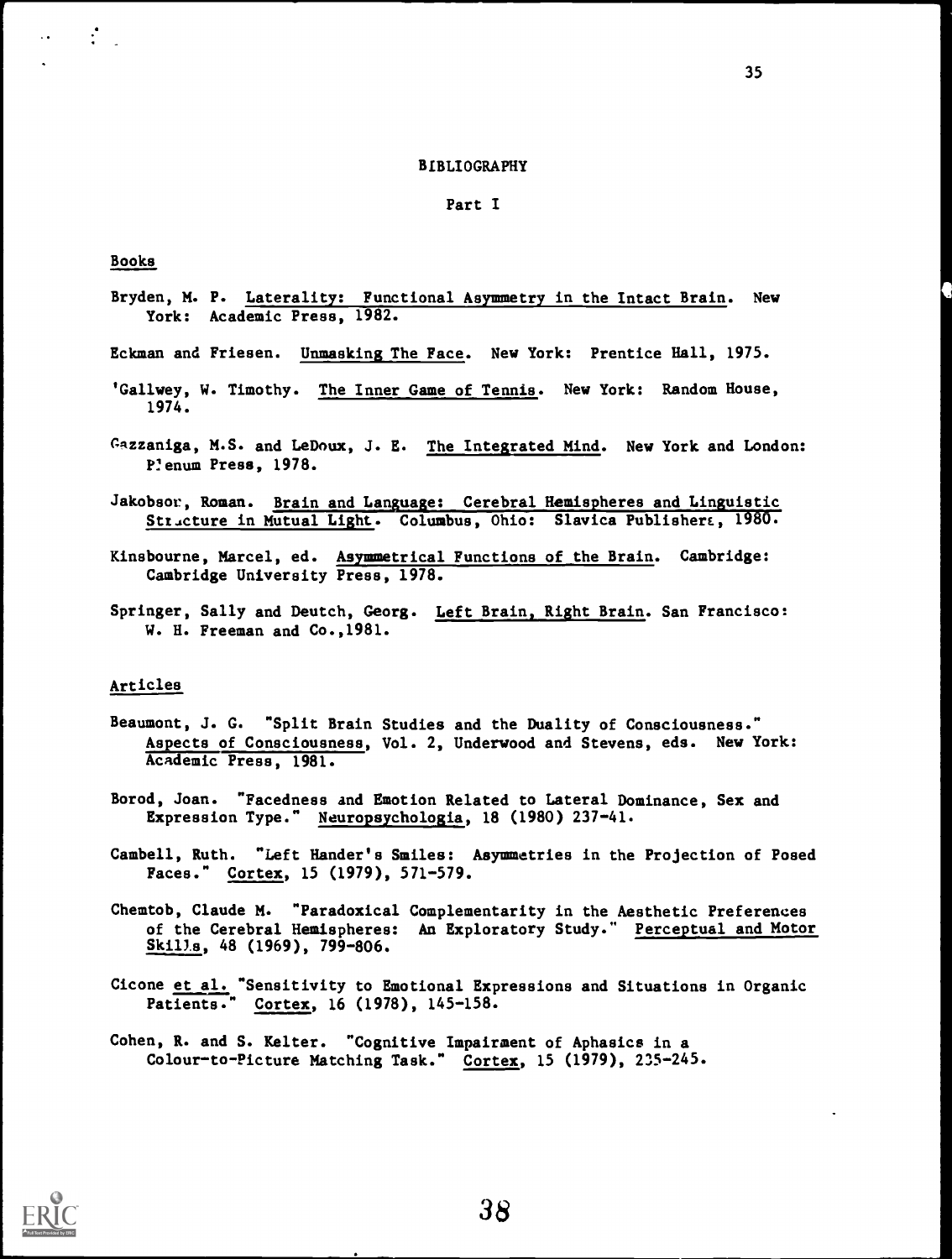# BIBLIOGRAPHY

## Part I

### Books

Bryden, M. P. Laterality: Functional Asymmetry in the Intact Brain. New York: Academic Press, 1982.

Eckman and Friesen. Unmasking The Face. New York: Prentice Hall, 1975.

'Gallwey, W. Timothy. The Inner Game of Tennis. New York: Random House, 1974.

Gazzaniga, M.S. and LeDoux, J. E. The Integrated Mind. New York and London: Plenum Press, 1978.

Jakobson, Roman. Brain and Language: Cerebral Hemispheres and Linguistic Structure in Mutual Light. Columbus, Ohio: Slavica Publishers, 1980.

Kinsbourne, Marcel, ed. Asymmetrical Functions of the Brain. Cambridge: Cambridge University Press, 1978.

Springer, Sally and Deutch, Georg. Left Brain, Right Brain. San Francisco: W. H. Freeman and Co.,1981.

### Articles

Beaumont, J. G. "Split Brain Studies and the Duality of Consciousness." Aspects of Consciousness, Vol. 2, Underwood and Stevens, eds. New York: Academic Press, 1981.

Borod, Joan. "Facedness and Emotion Related to Lateral Dominance, Sex and Expression Type." Neuropsychologia, 18 (1980) 237-41.

Cambell, Ruth. "Left Hander's Smiles: Asymmetries in the Projection of Posed Faces." Cortex, 15 (1979), 571-579.

Chemtob, Claude M. "Paradoxical Complementarity in the Aesthetic Preferences of the Cerebral Hemispheres: An Exploratory Study." Perceptual and Motor Skills, 48 (1969), 799-806.

Cicone et al. "Sensitivity to Emotional Expressions and Situations in Organic Patients." Cortex, 16 (1978), 145-158.

Cohen, R. and S. Kelter. "Cognitive Impairment of Aphasics in a Colour-to-Picture Matching Task." Cortex, 15 (1979), 235-245.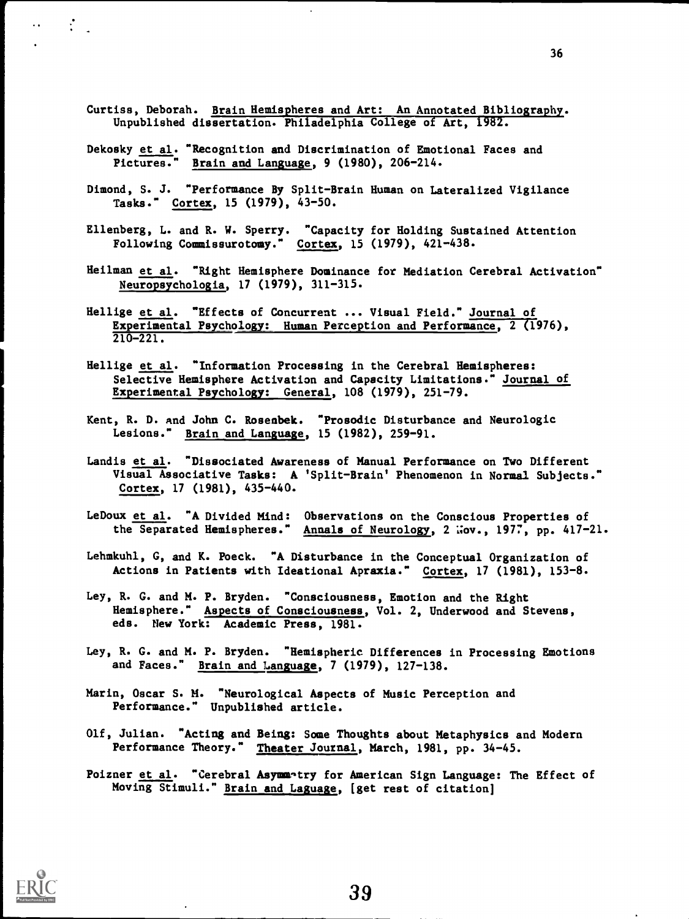Curtiss, Deborah. Brain Hemispheres and Art: An Annotated Bibliography. Unpublished dissertation. Philadelphia College of Art, 1982.

Dekosky et al. "Recognition and Discrimination of Emotional Faces and Pictures." Brain and Language, 9 (1980), 206-214.

Dimond, S. J. "Performance By Split-Brain Human on Lateralized Vigilance Tasks." Cortex, 15 (1979), 43-50.

Ellenberg, L. and R. W. Sperry. "Capacity for Holding Sustained Attention Following Commissurotomy." Cortex, 15 (1979), 421-438.

Heilman et al. "Right Hemisphere Dominance for Mediation Cerebral Activation" Neuropsychologia, 17 (1979), 311-315.

Hellige et al. "Effects of Concurrent ... Visual Field." Journal of Experimental Psychology: Human Perception and Performance, 2 (1976), 210-221.

Hellige et al. "Information Processing in the Cerebral Hemispheres: Selective Hemisphere Activation and Capacity Limitations." Journal of Experimental Psychology: General, 108 (1979), 251-79.

Kent, R. D. and John C. Rosenbek. "Prosodic Disturbance and Neurologic Lesions." Brain and Language, 15 (1982), 259-91.

Landis et al. "Dissociated Awareness of Manual Performance on Two Different Visual Associative Tasks: A 'Split-Brain' Phenomenon in Normal Subjects." Cortex, 17 (1981), 435-440.

LeDoux et al. "A Divided Mind: Observations on the Conscious Properties of the Separated Hemispheres." Annals of Neurology, 2 Nov., 1977, pp. 417-21.

Lehmkuhl, G, and K. Poeck. "A Disturbance in the Conceptual Organization of Actions in Patients with Ideational Apraxia." Cortex, 17 (1981), 153-8.

Ley, R. G. and M. P. Bryden. "Consciousness, Emotion and the Right Hemisphere." Aspects of Consciousness, Vol. 2, Underwood and Stevens, eds. New York: Academic Press, 1981.

Ley, R. G. and M. P. Bryden. "Hemispheric Differences in Processing Emotions and Faces." Brain and Language, 7 (1979), 127-138.

Marin, Oscar S. M. "Neurological Aspects of Music Perception and Performance." Unpublished article.

Olf, Julian. "Acting and Being: Some Thoughts about Metaphysics and Modern Performance Theory." Theater Journal, March, 1981, pp. 34-45.

Poizner et al. "Cerebral Asymmetry for American Sign Language: The Effect of Moving Stimuli." Brain and Laguage, [get rest of citation]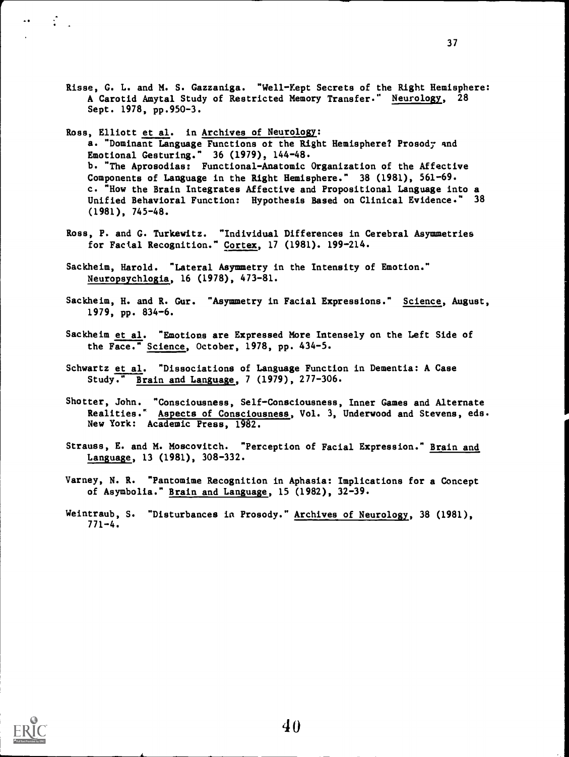Risse, G. L. and M. S. Gazzaniga. "Well-Kept Secrets of the Right Hemisphere: A Carotid Amytal Study of Restricted Memory Transfer." Neurology, 28 Sept. 1978, pp.950-3.

Ross, Elliott et al. in Archives of Neurology:
a. "Dominant Language Functions of the Right Hemisphere? Prosody and Emotional Gesturing." 36 (1979), 144-48.
b. "The Aprosodias: Functional-Anatomic Organization of the Affective Components of Language in the Right Hemisphere." 38 (1981), 561-69.
c. "How the Brain Integrates Affective and Propositional Language into a Unified Behavioral Function: Hypothesis Based on Clinical Evidence." 38 (1981), 745-48.

Ross, P. and G. Turkewitz. "Individual Differences in Cerebral Asymmetries for Facial Recognition." Cortex, 17 (1981). 199-214.

Sackheim, Harold. "Lateral Asymmetry in the Intensity of Emotion." Neuropsychlogia, 16 (1978), 473-81.

Sackheim, H. and R. Gur. "Asymmetry in Facial Expressions." Science, August, 1979, pp. 834-6.

Sackheim et al. "Emotions are Expressed More Intensely on the Left Side of the Face." Science, October, 1978, pp. 434-5.

Schwartz et al. "Dissociations of Language Function in Dementia: A Case Study." Brain and Language, 7 (1979), 277-306.

Shotter, John. "Consciousness, Self-Consciousness, Inner Games and Alternate Realities." Aspects of Consciousness, Vol. 3, Underwood and Stevens, eds. New York: Academic Press, 1982.

Strauss, E. and M. Moscovitch. "Perception of Facial Expression." Brain and Language, 13 (1981), 308-332.

Varney, N. R. "Pantomime Recognition in Aphasia: Implications for a Concept of Asymbolia." Brain and Language, 15 (1982), 32-39.

Weintraub, S. "Disturbances in Prosody." Archives of Neurology, 38 (1981), 771-4.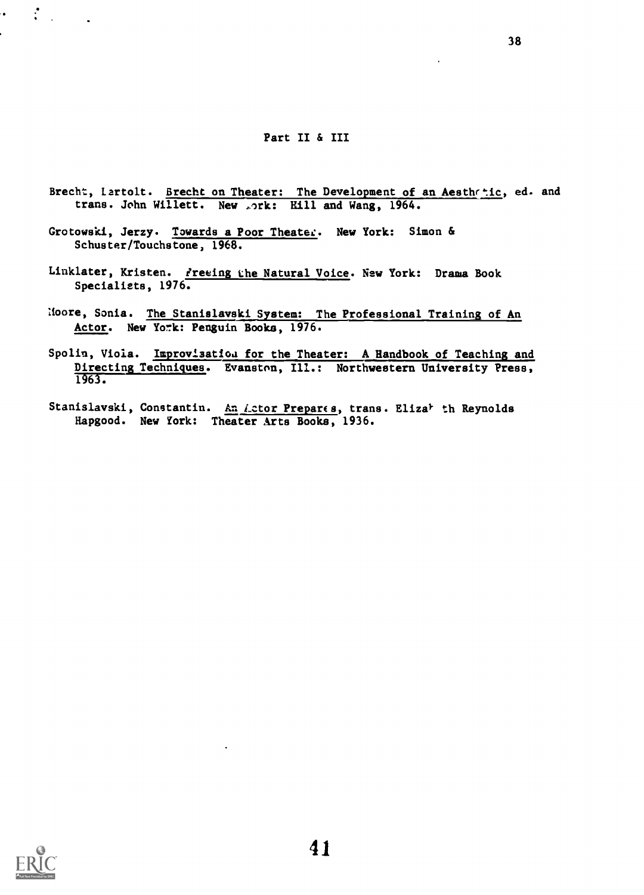## Part II & III

Brecht, Bertolt. Brecht on Theater: The Development of an Aesthetic, ed. and trans. John Willett. New York: Hill and Wang, 1964.

Grotowski, Jerzy. Towards a Poor Theater. New York: Simon & Schuster/Touchstone, 1968.

Linklater, Kristen. Freeing the Natural Voice. New York: Drama Book Specialists, 1976.

Moore, Sonia. The Stanislavski System: The Professional Training of An Actor. New York: Penguin Books, 1976.

Spolin, Viola. Improvisation for the Theater: A Handbook of Teaching and Directing Techniques. Evanston, Ill.: Northwestern University Press, 1963.

Stanislavski, Constantin. An Actor Prepares, trans. Elizabeth Reynolds Hapgood. New York: Theater Arts Books, 1936.